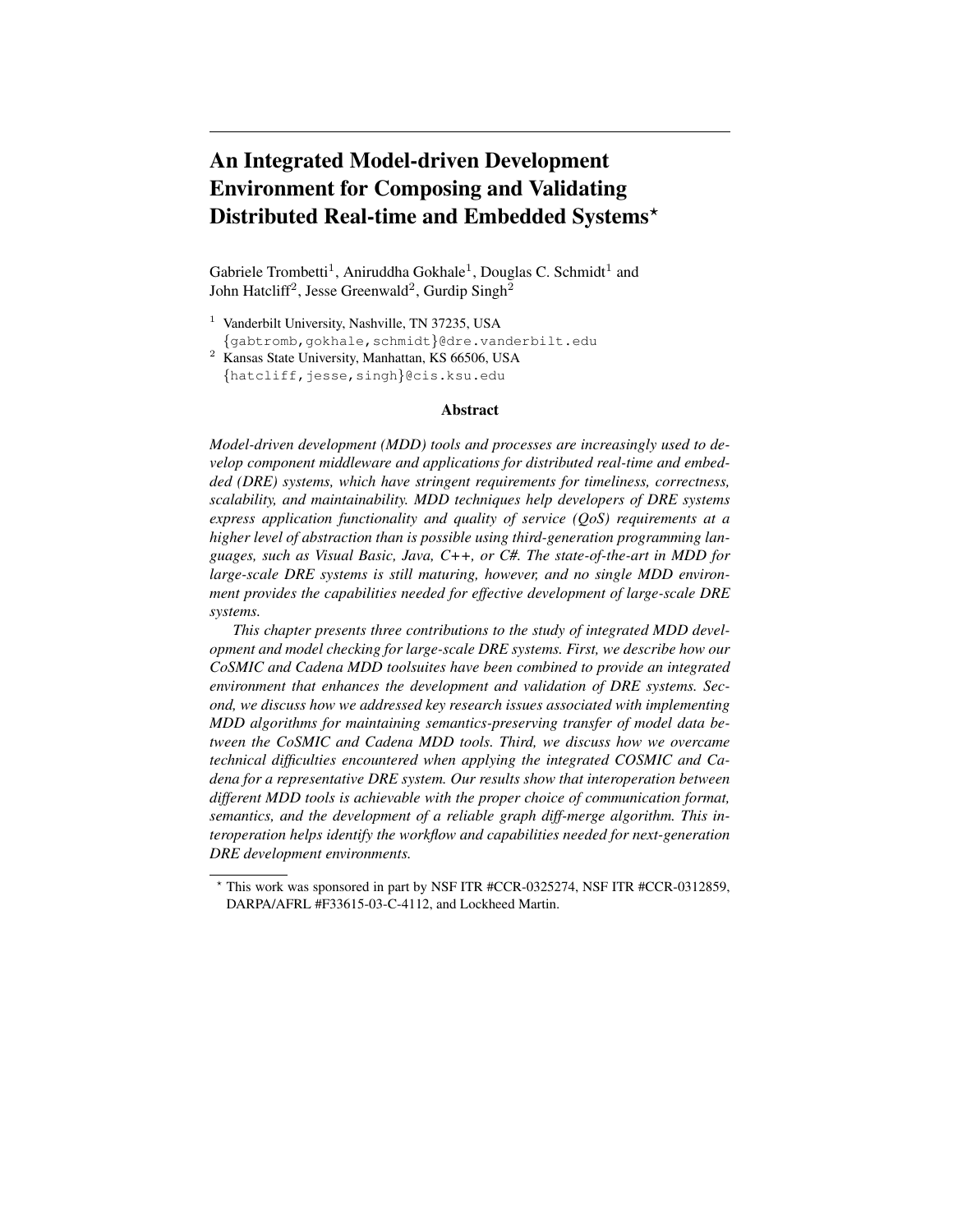# An Integrated Model-driven Development Environment for Composing and Validating Distributed Real-time and Embedded Systems*

Gabriele Trombetti[1], Aniruddha Gokhale[1], Douglas C. Schmidt[1] and John Hatcliff[2], Jesse Greenwald[2], Gurdip Singh[2]

[1] Vanderbilt University, Nashville, TN 37235, USA
{gabtromb,gokhale,schmidt}@dre.vanderbilt.edu

[2] Kansas State University, Manhattan, KS 66506, USA
{hatcliff,jesse,singh}@cis.ksu.edu

### Abstract

*Model-driven development (MDD) tools and processes are increasingly used to develop component middleware and applications for distributed real-time and embedded (DRE) systems, which have stringent requirements for timeliness, correctness, scalability, and maintainability. MDD techniques help developers of DRE systems express application functionality and quality of service (QoS) requirements at a higher level of abstraction than is possible using third-generation programming languages, such as Visual Basic, Java, C++, or C#. The state-of-the-art in MDD for large-scale DRE systems is still maturing, however, and no single MDD environment provides the capabilities needed for effective development of large-scale DRE systems.*

*This chapter presents three contributions to the study of integrated MDD development and model checking for large-scale DRE systems. First, we describe how our CoSMIC and Cadena MDD toolsuites have been combined to provide an integrated environment that enhances the development and validation of DRE systems. Second, we discuss how we addressed key research issues associated with implementing MDD algorithms for maintaining semantics-preserving transfer of model data between the CoSMIC and Cadena MDD tools. Third, we discuss how we overcame technical difficulties encountered when applying the integrated COSMIC and Cadena for a representative DRE system. Our results show that interoperation between different MDD tools is achievable with the proper choice of communication format, semantics, and the development of a reliable graph diff-merge algorithm. This interoperation helps identify the workflow and capabilities needed for next-generation DRE development environments.*

* This work was sponsored in part by NSF ITR #CCR-0325274, NSF ITR #CCR-0312859, DARPA/AFRL #F33615-03-C-4112, and Lockheed Martin.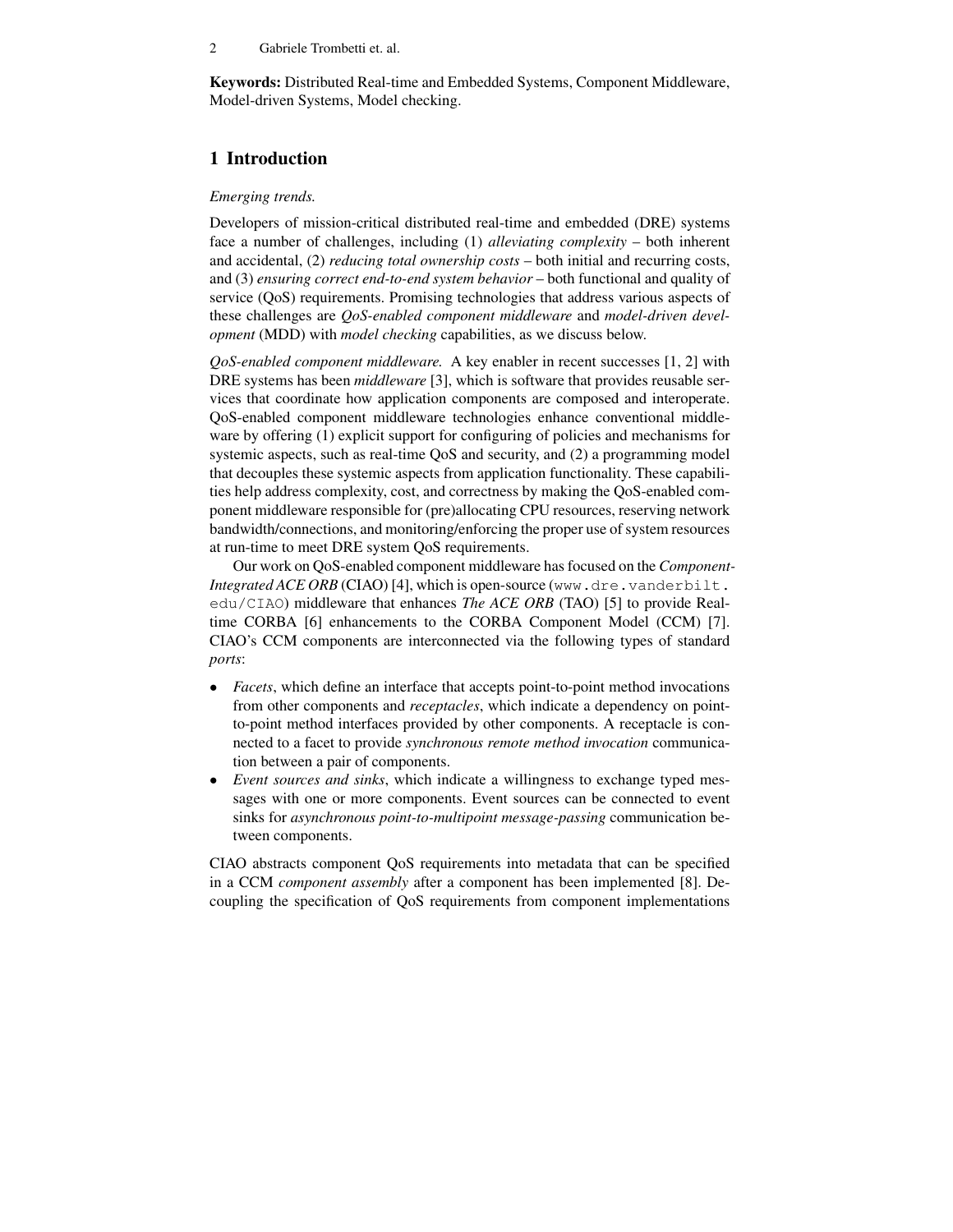**Keywords:** Distributed Real-time and Embedded Systems, Component Middleware, Model-driven Systems, Model checking.

## 1 Introduction

*Emerging trends.*

Developers of mission-critical distributed real-time and embedded (DRE) systems face a number of challenges, including (1) *alleviating complexity* – both inherent and accidental, (2) *reducing total ownership costs* – both initial and recurring costs, and (3) *ensuring correct end-to-end system behavior* – both functional and quality of service (QoS) requirements. Promising technologies that address various aspects of these challenges are *QoS-enabled component middleware* and *model-driven development* (MDD) with *model checking* capabilities, as we discuss below.

*QoS-enabled component middleware.* A key enabler in recent successes [1, 2] with DRE systems has been *middleware* [3], which is software that provides reusable services that coordinate how application components are composed and interoperate. QoS-enabled component middleware technologies enhance conventional middleware by offering (1) explicit support for configuring of policies and mechanisms for systemic aspects, such as real-time QoS and security, and (2) a programming model that decouples these systemic aspects from application functionality. These capabilities help address complexity, cost, and correctness by making the QoS-enabled component middleware responsible for (pre)allocating CPU resources, reserving network bandwidth/connections, and monitoring/enforcing the proper use of system resources at run-time to meet DRE system QoS requirements.

Our work on QoS-enabled component middleware has focused on the *Component-Integrated ACE ORB* (CIAO) [4], which is open-source (`www.dre.vanderbilt.edu/CIAO`) middleware that enhances *The ACE ORB* (TAO) [5] to provide Real-time CORBA [6] enhancements to the CORBA Component Model (CCM) [7]. CIAO's CCM components are interconnected via the following types of standard *ports*:

- *Facets*, which define an interface that accepts point-to-point method invocations from other components and *receptacles*, which indicate a dependency on point-to-point method interfaces provided by other components. A receptacle is connected to a facet to provide *synchronous remote method invocation* communication between a pair of components.
- *Event sources and sinks*, which indicate a willingness to exchange typed messages with one or more components. Event sources can be connected to event sinks for *asynchronous point-to-multipoint message-passing* communication between components.

CIAO abstracts component QoS requirements into metadata that can be specified in a CCM *component assembly* after a component has been implemented [8]. Decoupling the specification of QoS requirements from component implementations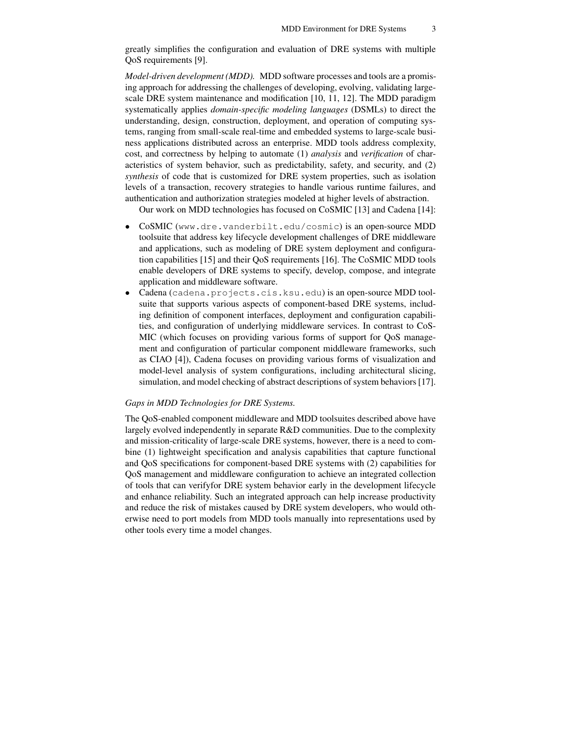greatly simplifies the configuration and evaluation of DRE systems with multiple QoS requirements [9].

*Model-driven development (MDD).* MDD software processes and tools are a promising approach for addressing the challenges of developing, evolving, validating large-scale DRE system maintenance and modification [10, 11, 12]. The MDD paradigm systematically applies *domain-specific modeling languages* (DSMLs) to direct the understanding, design, construction, deployment, and operation of computing systems, ranging from small-scale real-time and embedded systems to large-scale business applications distributed across an enterprise. MDD tools address complexity, cost, and correctness by helping to automate (1) *analysis* and *verification* of characteristics of system behavior, such as predictability, safety, and security, and (2) *synthesis* of code that is customized for DRE system properties, such as isolation levels of a transaction, recovery strategies to handle various runtime failures, and authentication and authorization strategies modeled at higher levels of abstraction.

Our work on MDD technologies has focused on CoSMIC [13] and Cadena [14]:

- CoSMIC (`www.dre.vanderbilt.edu/cosmic`) is an open-source MDD toolsuite that address key lifecycle development challenges of DRE middleware and applications, such as modeling of DRE system deployment and configuration capabilities [15] and their QoS requirements [16]. The CoSMIC MDD tools enable developers of DRE systems to specify, develop, compose, and integrate application and middleware software.
- Cadena (`cadena.projects.cis.ksu.edu`) is an open-source MDD toolsuite that supports various aspects of component-based DRE systems, including definition of component interfaces, deployment and configuration capabilities, and configuration of underlying middleware services. In contrast to CoSMIC (which focuses on providing various forms of support for QoS management and configuration of particular component middleware frameworks, such as CIAO [4]), Cadena focuses on providing various forms of visualization and model-level analysis of system configurations, including architectural slicing, simulation, and model checking of abstract descriptions of system behaviors [17].

*Gaps in MDD Technologies for DRE Systems.*

The QoS-enabled component middleware and MDD toolsuites described above have largely evolved independently in separate R&D communities. Due to the complexity and mission-criticality of large-scale DRE systems, however, there is a need to combine (1) lightweight specification and analysis capabilities that capture functional and QoS specifications for component-based DRE systems with (2) capabilities for QoS management and middleware configuration to achieve an integrated collection of tools that can verifyfor DRE system behavior early in the development lifecycle and enhance reliability. Such an integrated approach can help increase productivity and reduce the risk of mistakes caused by DRE system developers, who would otherwise need to port models from MDD tools manually into representations used by other tools every time a model changes.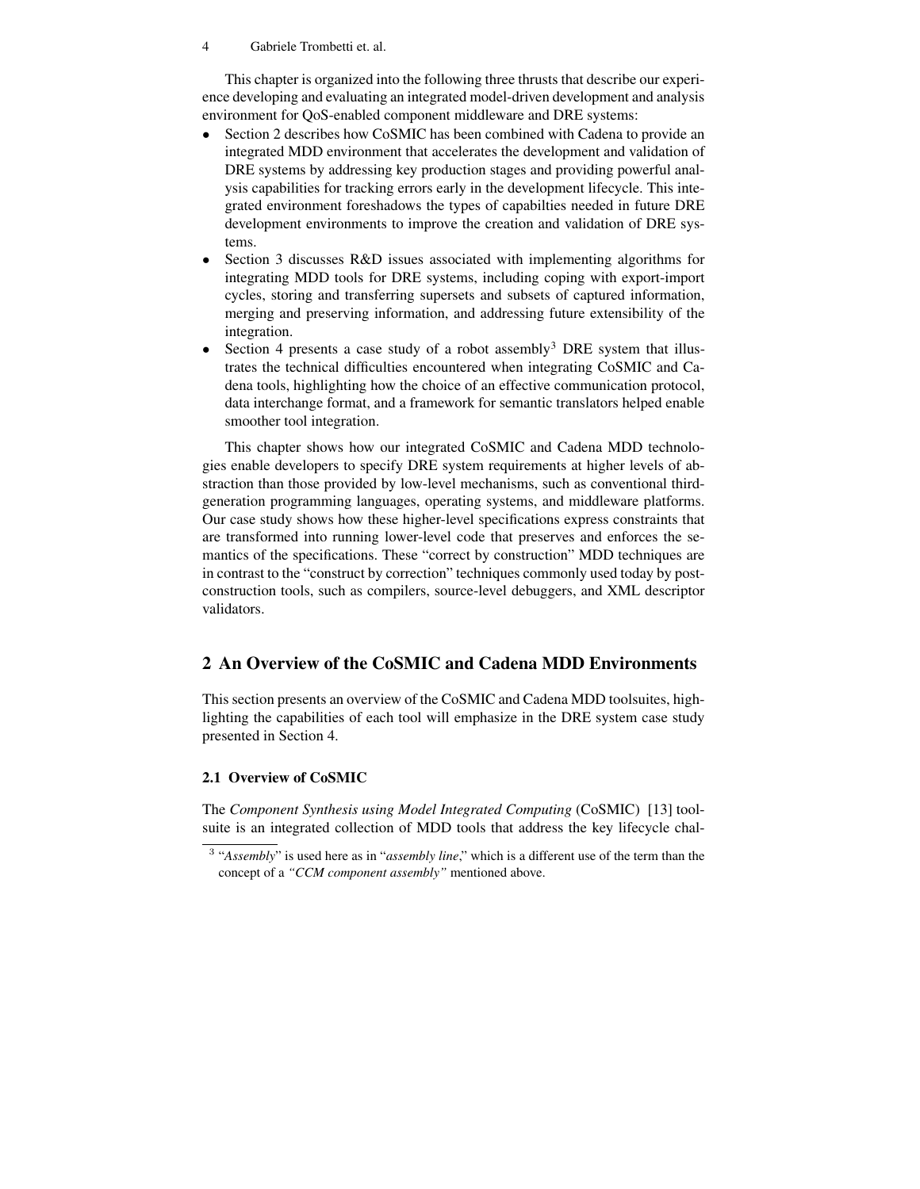This chapter is organized into the following three thrusts that describe our experience developing and evaluating an integrated model-driven development and analysis environment for QoS-enabled component middleware and DRE systems:

- Section 2 describes how CoSMIC has been combined with Cadena to provide an integrated MDD environment that accelerates the development and validation of DRE systems by addressing key production stages and providing powerful analysis capabilities for tracking errors early in the development lifecycle. This integrated environment foreshadows the types of capabilties needed in future DRE development environments to improve the creation and validation of DRE systems.
- Section 3 discusses R&D issues associated with implementing algorithms for integrating MDD tools for DRE systems, including coping with export-import cycles, storing and transferring supersets and subsets of captured information, merging and preserving information, and addressing future extensibility of the integration.
- Section 4 presents a case study of a robot assembly[3] DRE system that illustrates the technical difficulties encountered when integrating CoSMIC and Cadena tools, highlighting how the choice of an effective communication protocol, data interchange format, and a framework for semantic translators helped enable smoother tool integration.

This chapter shows how our integrated CoSMIC and Cadena MDD technologies enable developers to specify DRE system requirements at higher levels of abstraction than those provided by low-level mechanisms, such as conventional third-generation programming languages, operating systems, and middleware platforms. Our case study shows how these higher-level specifications express constraints that are transformed into running lower-level code that preserves and enforces the semantics of the specifications. These "correct by construction" MDD techniques are in contrast to the "construct by correction" techniques commonly used today by post-construction tools, such as compilers, source-level debuggers, and XML descriptor validators.

## 2 An Overview of the CoSMIC and Cadena MDD Environments

This section presents an overview of the CoSMIC and Cadena MDD toolsuites, highlighting the capabilities of each tool will emphasize in the DRE system case study presented in Section 4.

### 2.1 Overview of CoSMIC

The *Component Synthesis using Model Integrated Computing* (CoSMIC) [13] toolsuite is an integrated collection of MDD tools that address the key lifecycle chal-

[3] "*Assembly*" is used here as in "*assembly line*," which is a different use of the term than the concept of a *"CCM component assembly"* mentioned above.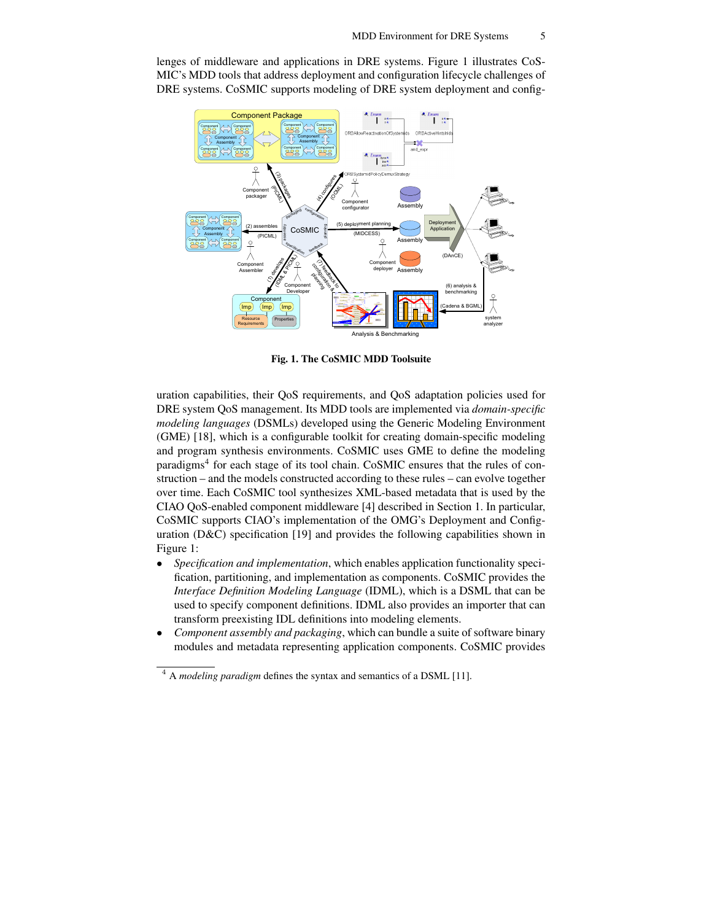lenges of middleware and applications in DRE systems. Figure 1 illustrates CoSMIC's MDD tools that address deployment and configuration lifecycle challenges of DRE systems. CoSMIC supports modeling of DRE system deployment and config-

**Fig. 1. The CoSMIC MDD Toolsuite**

uration capabilities, their QoS requirements, and QoS adaptation policies used for DRE system QoS management. Its MDD tools are implemented via *domain-specific modeling languages* (DSMLs) developed using the Generic Modeling Environment (GME) [18], which is a configurable toolkit for creating domain-specific modeling and program synthesis environments. CoSMIC uses GME to define the modeling paradigms[4] for each stage of its tool chain. CoSMIC ensures that the rules of construction – and the models constructed according to these rules – can evolve together over time. Each CoSMIC tool synthesizes XML-based metadata that is used by the CIAO QoS-enabled component middleware [4] described in Section 1. In particular, CoSMIC supports CIAO's implementation of the OMG's Deployment and Configuration (D&C) specification [19] and provides the following capabilities shown in Figure 1:

- *Specification and implementation*, which enables application functionality specification, partitioning, and implementation as components. CoSMIC provides the *Interface Definition Modeling Language* (IDML), which is a DSML that can be used to specify component definitions. IDML also provides an importer that can transform preexisting IDL definitions into modeling elements.
- *Component assembly and packaging*, which can bundle a suite of software binary modules and metadata representing application components. CoSMIC provides

[4] A *modeling paradigm* defines the syntax and semantics of a DSML [11].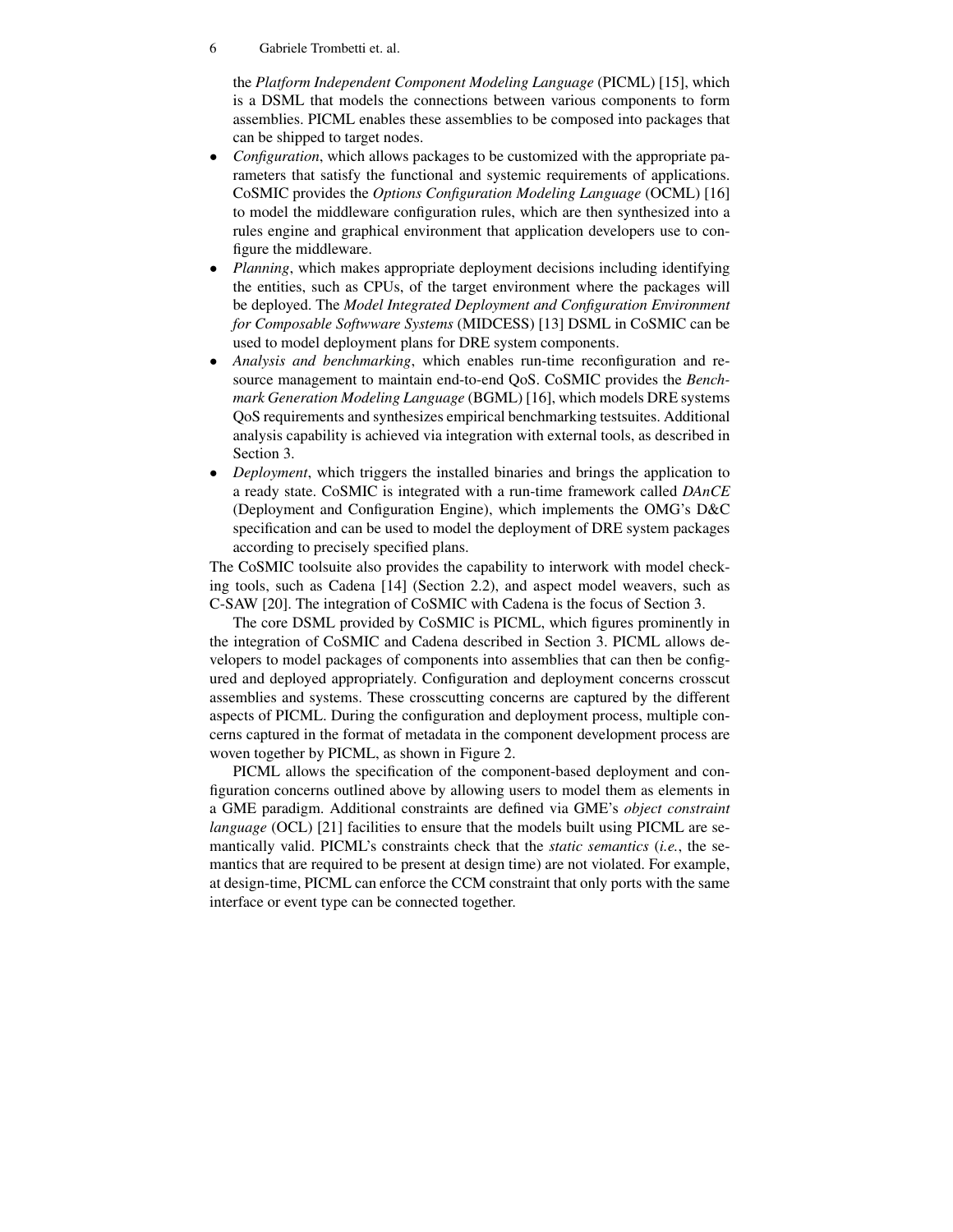the *Platform Independent Component Modeling Language* (PICML) [15], which is a DSML that models the connections between various components to form assemblies. PICML enables these assemblies to be composed into packages that can be shipped to target nodes.

- *Configuration*, which allows packages to be customized with the appropriate parameters that satisfy the functional and systemic requirements of applications. CoSMIC provides the *Options Configuration Modeling Language* (OCML) [16] to model the middleware configuration rules, which are then synthesized into a rules engine and graphical environment that application developers use to configure the middleware.
- *Planning*, which makes appropriate deployment decisions including identifying the entities, such as CPUs, of the target environment where the packages will be deployed. The *Model Integrated Deployment and Configuration Environment for Composable Softwware Systems* (MIDCESS) [13] DSML in CoSMIC can be used to model deployment plans for DRE system components.
- *Analysis and benchmarking*, which enables run-time reconfiguration and resource management to maintain end-to-end QoS. CoSMIC provides the *Benchmark Generation Modeling Language* (BGML) [16], which models DRE systems QoS requirements and synthesizes empirical benchmarking testsuites. Additional analysis capability is achieved via integration with external tools, as described in Section 3.
- *Deployment*, which triggers the installed binaries and brings the application to a ready state. CoSMIC is integrated with a run-time framework called *DAnCE* (Deployment and Configuration Engine), which implements the OMG's D&C specification and can be used to model the deployment of DRE system packages according to precisely specified plans.

The CoSMIC toolsuite also provides the capability to interwork with model checking tools, such as Cadena [14] (Section 2.2), and aspect model weavers, such as C-SAW [20]. The integration of CoSMIC with Cadena is the focus of Section 3.

The core DSML provided by CoSMIC is PICML, which figures prominently in the integration of CoSMIC and Cadena described in Section 3. PICML allows developers to model packages of components into assemblies that can then be configured and deployed appropriately. Configuration and deployment concerns crosscut assemblies and systems. These crosscutting concerns are captured by the different aspects of PICML. During the configuration and deployment process, multiple concerns captured in the format of metadata in the component development process are woven together by PICML, as shown in Figure 2.

PICML allows the specification of the component-based deployment and configuration concerns outlined above by allowing users to model them as elements in a GME paradigm. Additional constraints are defined via GME's *object constraint language* (OCL) [21] facilities to ensure that the models built using PICML are semantically valid. PICML's constraints check that the *static semantics* (*i.e.*, the semantics that are required to be present at design time) are not violated. For example, at design-time, PICML can enforce the CCM constraint that only ports with the same interface or event type can be connected together.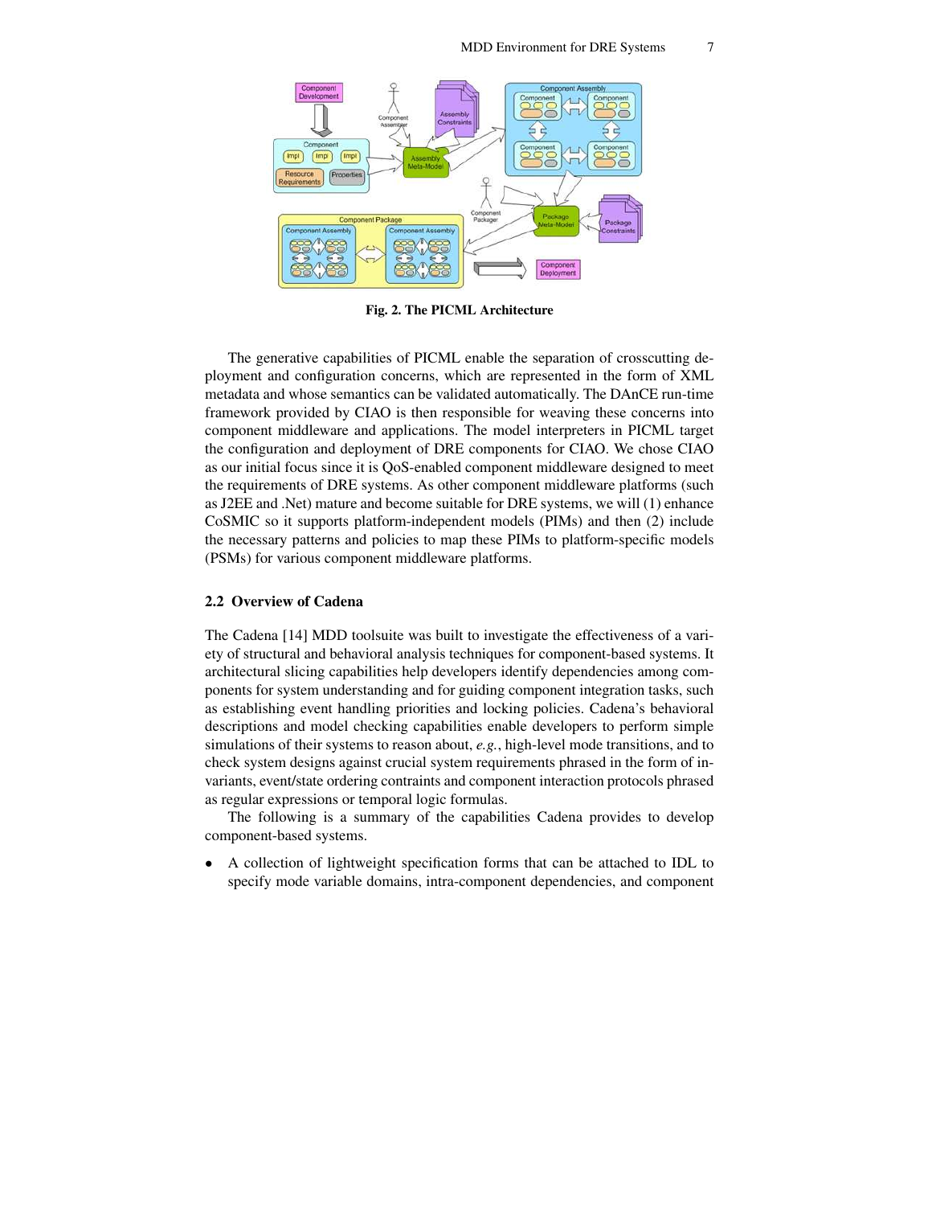**Fig. 2. The PICML Architecture**

The generative capabilities of PICML enable the separation of crosscutting deployment and configuration concerns, which are represented in the form of XML metadata and whose semantics can be validated automatically. The DAnCE run-time framework provided by CIAO is then responsible for weaving these concerns into component middleware and applications. The model interpreters in PICML target the configuration and deployment of DRE components for CIAO. We chose CIAO as our initial focus since it is QoS-enabled component middleware designed to meet the requirements of DRE systems. As other component middleware platforms (such as J2EE and .Net) mature and become suitable for DRE systems, we will (1) enhance CoSMIC so it supports platform-independent models (PIMs) and then (2) include the necessary patterns and policies to map these PIMs to platform-specific models (PSMs) for various component middleware platforms.

### 2.2 Overview of Cadena

The Cadena [14] MDD toolsuite was built to investigate the effectiveness of a variety of structural and behavioral analysis techniques for component-based systems. It architectural slicing capabilities help developers identify dependencies among components for system understanding and for guiding component integration tasks, such as establishing event handling priorities and locking policies. Cadena's behavioral descriptions and model checking capabilities enable developers to perform simple simulations of their systems to reason about, *e.g.*, high-level mode transitions, and to check system designs against crucial system requirements phrased in the form of invariants, event/state ordering contraints and component interaction protocols phrased as regular expressions or temporal logic formulas.

The following is a summary of the capabilities Cadena provides to develop component-based systems.

- A collection of lightweight specification forms that can be attached to IDL to specify mode variable domains, intra-component dependencies, and component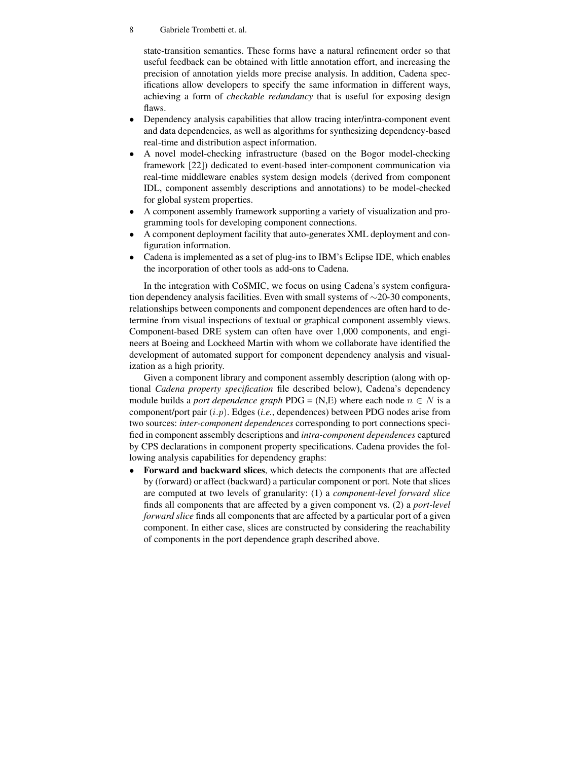state-transition semantics. These forms have a natural refinement order so that useful feedback can be obtained with little annotation effort, and increasing the precision of annotation yields more precise analysis. In addition, Cadena specifications allow developers to specify the same information in different ways, achieving a form of *checkable redundancy* that is useful for exposing design flaws.

- Dependency analysis capabilities that allow tracing inter/intra-component event and data dependencies, as well as algorithms for synthesizing dependency-based real-time and distribution aspect information.
- A novel model-checking infrastructure (based on the Bogor model-checking framework [22]) dedicated to event-based inter-component communication via real-time middleware enables system design models (derived from component IDL, component assembly descriptions and annotations) to be model-checked for global system properties.
- A component assembly framework supporting a variety of visualization and programming tools for developing component connections.
- A component deployment facility that auto-generates XML deployment and configuration information.
- Cadena is implemented as a set of plug-ins to IBM's Eclipse IDE, which enables the incorporation of other tools as add-ons to Cadena.

In the integration with CoSMIC, we focus on using Cadena's system configuration dependency analysis facilities. Even with small systems of $\sim$20-30 components, relationships between components and component dependences are often hard to determine from visual inspections of textual or graphical component assembly views. Component-based DRE system can often have over 1,000 components, and engineers at Boeing and Lockheed Martin with whom we collaborate have identified the development of automated support for component dependency analysis and visualization as a high priority.

Given a component library and component assembly description (along with optional *Cadena property specification* file described below), Cadena's dependency module builds a *port dependence graph* PDG = (N,E) where each node $n \in N$ is a component/port pair $(i.p)$. Edges (*i.e.*, dependences) between PDG nodes arise from two sources: *inter-component dependences* corresponding to port connections specified in component assembly descriptions and *intra-component dependences* captured by CPS declarations in component property specifications. Cadena provides the following analysis capabilities for dependency graphs:

- **Forward and backward slices**, which detects the components that are affected by (forward) or affect (backward) a particular component or port. Note that slices are computed at two levels of granularity: (1) a *component-level forward slice* finds all components that are affected by a given component vs. (2) a *port-level forward slice* finds all components that are affected by a particular port of a given component. In either case, slices are constructed by considering the reachability of components in the port dependence graph described above.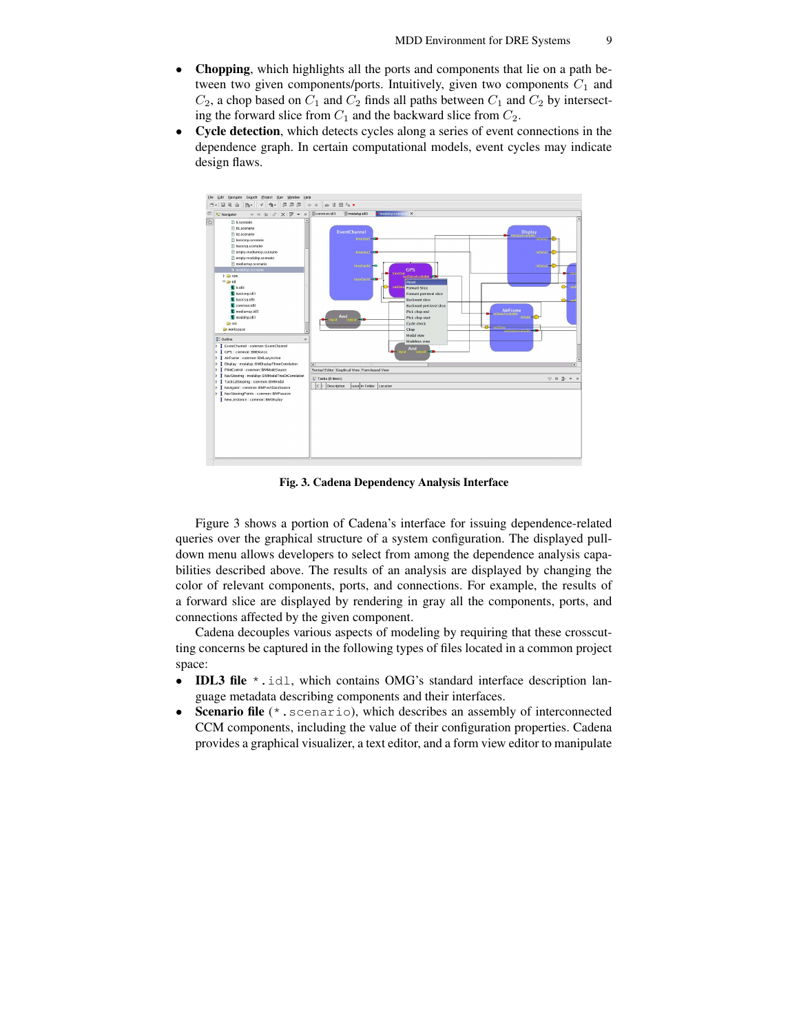- **Chopping**, which highlights all the ports and components that lie on a path between two given components/ports. Intuitively, given two components $C_1$ and $C_2$, a chop based on $C_1$ and $C_2$ finds all paths between $C_1$ and $C_2$ by intersecting the forward slice from $C_1$ and the backward slice from $C_2$.
- **Cycle detection**, which detects cycles along a series of event connections in the dependence graph. In certain computational models, event cycles may indicate design flaws.

**Fig. 3. Cadena Dependency Analysis Interface**

Figure 3 shows a portion of Cadena's interface for issuing dependence-related queries over the graphical structure of a system configuration. The displayed pull-down menu allows developers to select from among the dependence analysis capabilities described above. The results of an analysis are displayed by changing the color of relevant components, ports, and connections. For example, the results of a forward slice are displayed by rendering in gray all the components, ports, and connections affected by the given component.

Cadena decouples various aspects of modeling by requiring that these crosscutting concerns be captured in the following types of files located in a common project space:

- **IDL3 file** `*.idl`, which contains OMG's standard interface description language metadata describing components and their interfaces.
- **Scenario file** (`*.scenario`), which describes an assembly of interconnected CCM components, including the value of their configuration properties. Cadena provides a graphical visualizer, a text editor, and a form view editor to manipulate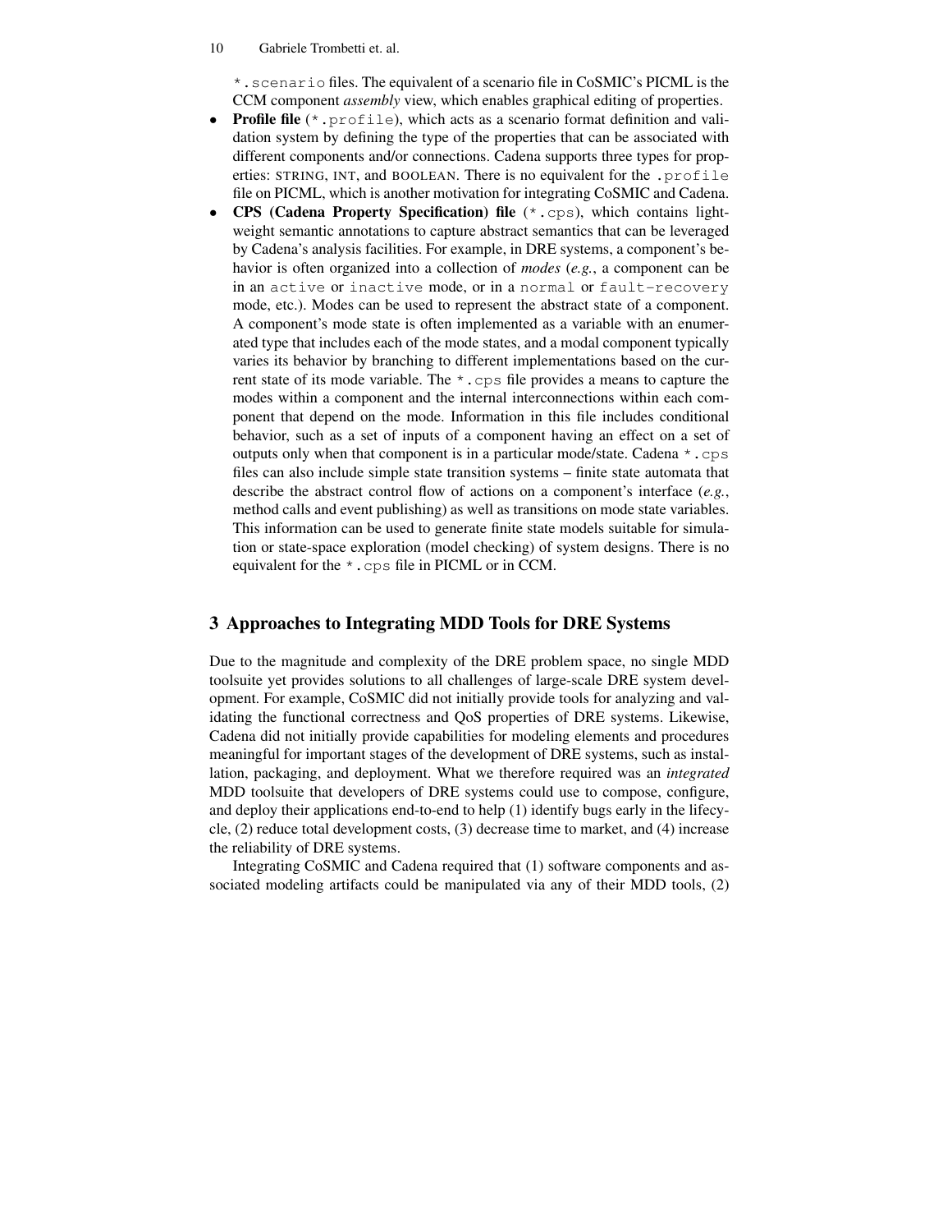*.scenario files. The equivalent of a scenario file in CoSMIC's PICML is the CCM component *assembly* view, which enables graphical editing of properties.

- **Profile file** (*.profile), which acts as a scenario format definition and validation system by defining the type of the properties that can be associated with different components and/or connections. Cadena supports three types for properties: STRING, INT, and BOOLEAN. There is no equivalent for the .profile file on PICML, which is another motivation for integrating CoSMIC and Cadena.
- **CPS (Cadena Property Specification) file** (*.cps), which contains lightweight semantic annotations to capture abstract semantics that can be leveraged by Cadena's analysis facilities. For example, in DRE systems, a component's behavior is often organized into a collection of *modes* (*e.g.*, a component can be in an active or inactive mode, or in a normal or fault-recovery mode, etc.). Modes can be used to represent the abstract state of a component. A component's mode state is often implemented as a variable with an enumerated type that includes each of the mode states, and a modal component typically varies its behavior by branching to different implementations based on the current state of its mode variable. The *.cps file provides a means to capture the modes within a component and the internal interconnections within each component that depend on the mode. Information in this file includes conditional behavior, such as a set of inputs of a component having an effect on a set of outputs only when that component is in a particular mode/state. Cadena *.cps files can also include simple state transition systems – finite state automata that describe the abstract control flow of actions on a component's interface (*e.g.*, method calls and event publishing) as well as transitions on mode state variables. This information can be used to generate finite state models suitable for simulation or state-space exploration (model checking) of system designs. There is no equivalent for the *.cps file in PICML or in CCM.

## 3 Approaches to Integrating MDD Tools for DRE Systems

Due to the magnitude and complexity of the DRE problem space, no single MDD toolsuite yet provides solutions to all challenges of large-scale DRE system development. For example, CoSMIC did not initially provide tools for analyzing and validating the functional correctness and QoS properties of DRE systems. Likewise, Cadena did not initially provide capabilities for modeling elements and procedures meaningful for important stages of the development of DRE systems, such as installation, packaging, and deployment. What we therefore required was an *integrated* MDD toolsuite that developers of DRE systems could use to compose, configure, and deploy their applications end-to-end to help (1) identify bugs early in the lifecycle, (2) reduce total development costs, (3) decrease time to market, and (4) increase the reliability of DRE systems.

Integrating CoSMIC and Cadena required that (1) software components and associated modeling artifacts could be manipulated via any of their MDD tools, (2)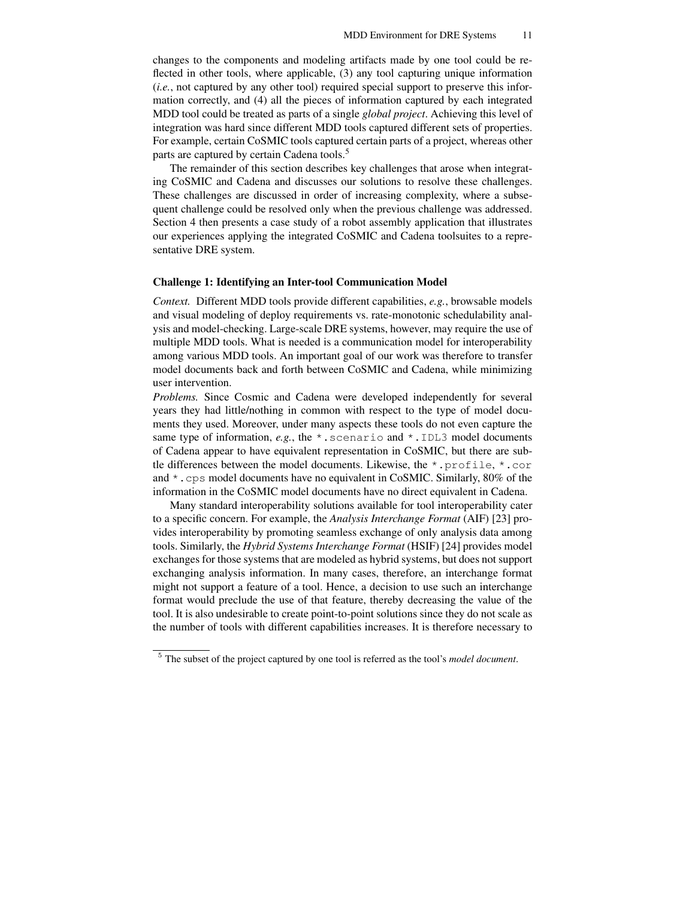changes to the components and modeling artifacts made by one tool could be reflected in other tools, where applicable, (3) any tool capturing unique information (*i.e.*, not captured by any other tool) required special support to preserve this information correctly, and (4) all the pieces of information captured by each integrated MDD tool could be treated as parts of a single *global project*. Achieving this level of integration was hard since different MDD tools captured different sets of properties. For example, certain CoSMIC tools captured certain parts of a project, whereas other parts are captured by certain Cadena tools.[5]

The remainder of this section describes key challenges that arose when integrating CoSMIC and Cadena and discusses our solutions to resolve these challenges. These challenges are discussed in order of increasing complexity, where a subsequent challenge could be resolved only when the previous challenge was addressed. Section 4 then presents a case study of a robot assembly application that illustrates our experiences applying the integrated CoSMIC and Cadena toolsuites to a representative DRE system.

### Challenge 1: Identifying an Inter-tool Communication Model

*Context.* Different MDD tools provide different capabilities, *e.g.*, browsable models and visual modeling of deploy requirements vs. rate-monotonic schedulability analysis and model-checking. Large-scale DRE systems, however, may require the use of multiple MDD tools. What is needed is a communication model for interoperability among various MDD tools. An important goal of our work was therefore to transfer model documents back and forth between CoSMIC and Cadena, while minimizing user intervention.

*Problems.* Since Cosmic and Cadena were developed independently for several years they had little/nothing in common with respect to the type of model documents they used. Moreover, under many aspects these tools do not even capture the same type of information, *e.g.*, the `*.scenario` and `*.IDL3` model documents of Cadena appear to have equivalent representation in CoSMIC, but there are subtle differences between the model documents. Likewise, the `*.profile`, `*.cor` and `*.cps` model documents have no equivalent in CoSMIC. Similarly, 80% of the information in the CoSMIC model documents have no direct equivalent in Cadena.

Many standard interoperability solutions available for tool interoperability cater to a specific concern. For example, the *Analysis Interchange Format* (AIF) [23] provides interoperability by promoting seamless exchange of only analysis data among tools. Similarly, the *Hybrid Systems Interchange Format* (HSIF) [24] provides model exchanges for those systems that are modeled as hybrid systems, but does not support exchanging analysis information. In many cases, therefore, an interchange format might not support a feature of a tool. Hence, a decision to use such an interchange format would preclude the use of that feature, thereby decreasing the value of the tool. It is also undesirable to create point-to-point solutions since they do not scale as the number of tools with different capabilities increases. It is therefore necessary to

[5] The subset of the project captured by one tool is referred as the tool's *model document*.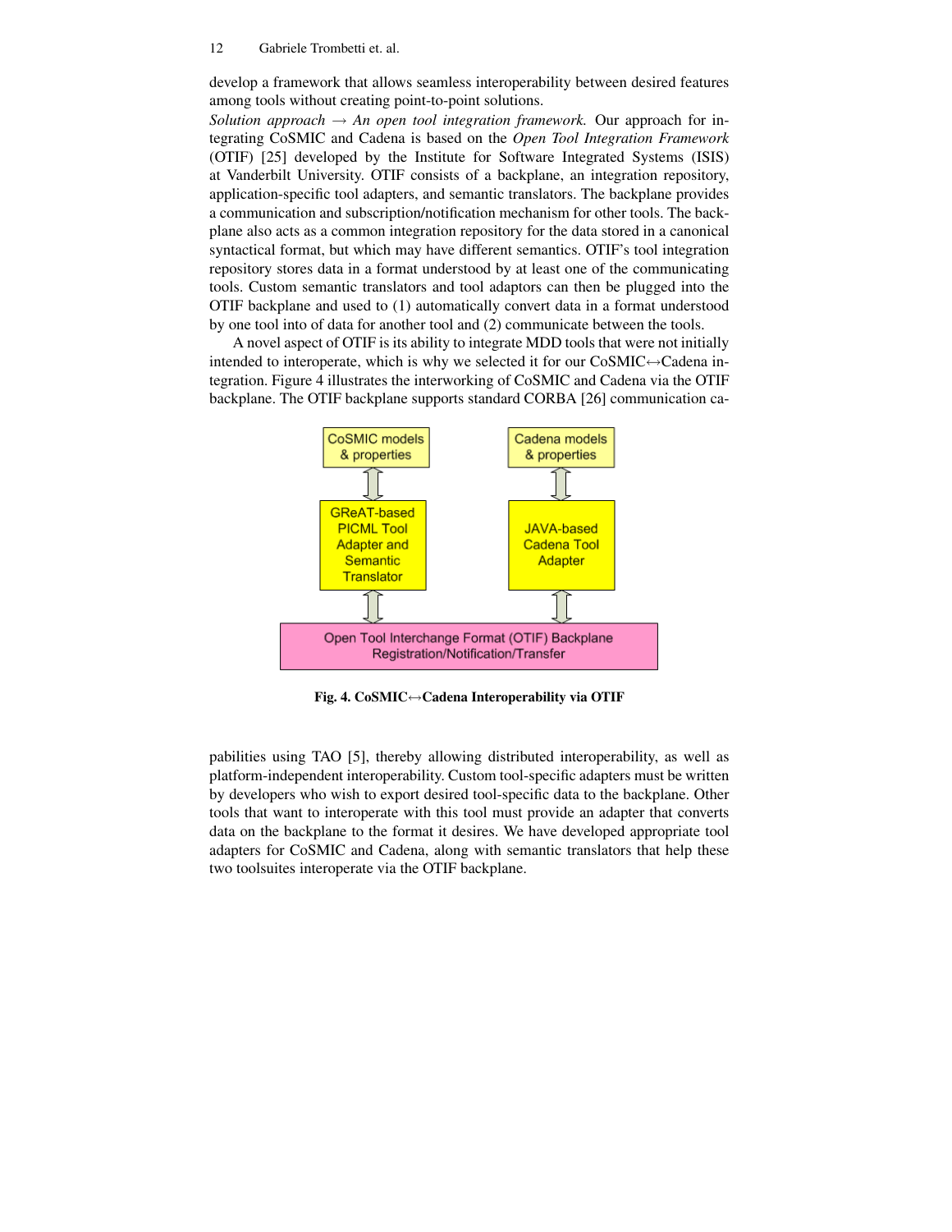develop a framework that allows seamless interoperability between desired features among tools without creating point-to-point solutions.

*Solution approach → An open tool integration framework.* Our approach for integrating CoSMIC and Cadena is based on the *Open Tool Integration Framework* (OTIF) [25] developed by the Institute for Software Integrated Systems (ISIS) at Vanderbilt University. OTIF consists of a backplane, an integration repository, application-specific tool adapters, and semantic translators. The backplane provides a communication and subscription/notification mechanism for other tools. The backplane also acts as a common integration repository for the data stored in a canonical syntactical format, but which may have different semantics. OTIF's tool integration repository stores data in a format understood by at least one of the communicating tools. Custom semantic translators and tool adaptors can then be plugged into the OTIF backplane and used to (1) automatically convert data in a format understood by one tool into of data for another tool and (2) communicate between the tools.

A novel aspect of OTIF is its ability to integrate MDD tools that were not initially intended to interoperate, which is why we selected it for our CoSMIC↔Cadena integration. Figure 4 illustrates the interworking of CoSMIC and Cadena via the OTIF backplane. The OTIF backplane supports standard CORBA [26] communication capabilities using TAO [5], thereby allowing distributed interoperability, as well as platform-independent interoperability. Custom tool-specific adapters must be written by developers who wish to export desired tool-specific data to the backplane. Other tools that want to interoperate with this tool must provide an adapter that converts data on the backplane to the format it desires. We have developed appropriate tool adapters for CoSMIC and Cadena, along with semantic translators that help these two toolsuites interoperate via the OTIF backplane.

CoSMIC models & properties | Cadena models & properties

GReAT-based PICML Tool Adapter and Semantic Translator | JAVA-based Cadena Tool Adapter

Open Tool Interchange Format (OTIF) Backplane Registration/Notification/Transfer

**Fig. 4. CoSMIC↔Cadena Interoperability via OTIF**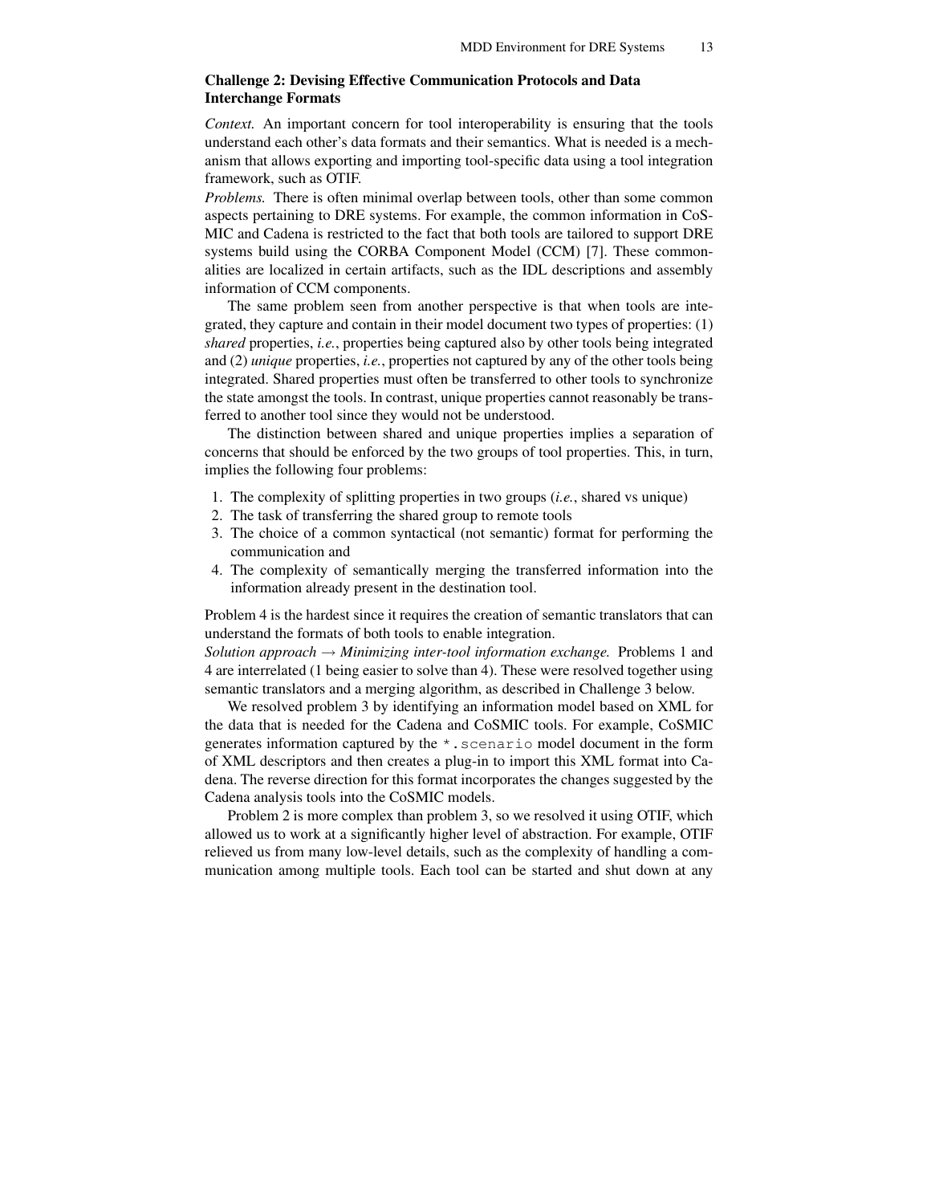### Challenge 2: Devising Effective Communication Protocols and Data Interchange Formats

*Context.* An important concern for tool interoperability is ensuring that the tools understand each other's data formats and their semantics. What is needed is a mechanism that allows exporting and importing tool-specific data using a tool integration framework, such as OTIF.

*Problems.* There is often minimal overlap between tools, other than some common aspects pertaining to DRE systems. For example, the common information in CoSMIC and Cadena is restricted to the fact that both tools are tailored to support DRE systems build using the CORBA Component Model (CCM) [7]. These commonalities are localized in certain artifacts, such as the IDL descriptions and assembly information of CCM components.

The same problem seen from another perspective is that when tools are integrated, they capture and contain in their model document two types of properties: (1) *shared* properties, *i.e.*, properties being captured also by other tools being integrated and (2) *unique* properties, *i.e.*, properties not captured by any of the other tools being integrated. Shared properties must often be transferred to other tools to synchronize the state amongst the tools. In contrast, unique properties cannot reasonably be transferred to another tool since they would not be understood.

The distinction between shared and unique properties implies a separation of concerns that should be enforced by the two groups of tool properties. This, in turn, implies the following four problems:

1. The complexity of splitting properties in two groups (*i.e.*, shared vs unique)
2. The task of transferring the shared group to remote tools
3. The choice of a common syntactical (not semantic) format for performing the communication and
4. The complexity of semantically merging the transferred information into the information already present in the destination tool.

Problem 4 is the hardest since it requires the creation of semantic translators that can understand the formats of both tools to enable integration.

*Solution approach → Minimizing inter-tool information exchange.* Problems 1 and 4 are interrelated (1 being easier to solve than 4). These were resolved together using semantic translators and a merging algorithm, as described in Challenge 3 below.

We resolved problem 3 by identifying an information model based on XML for the data that is needed for the Cadena and CoSMIC tools. For example, CoSMIC generates information captured by the `*.scenario` model document in the form of XML descriptors and then creates a plug-in to import this XML format into Cadena. The reverse direction for this format incorporates the changes suggested by the Cadena analysis tools into the CoSMIC models.

Problem 2 is more complex than problem 3, so we resolved it using OTIF, which allowed us to work at a significantly higher level of abstraction. For example, OTIF relieved us from many low-level details, such as the complexity of handling a communication among multiple tools. Each tool can be started and shut down at any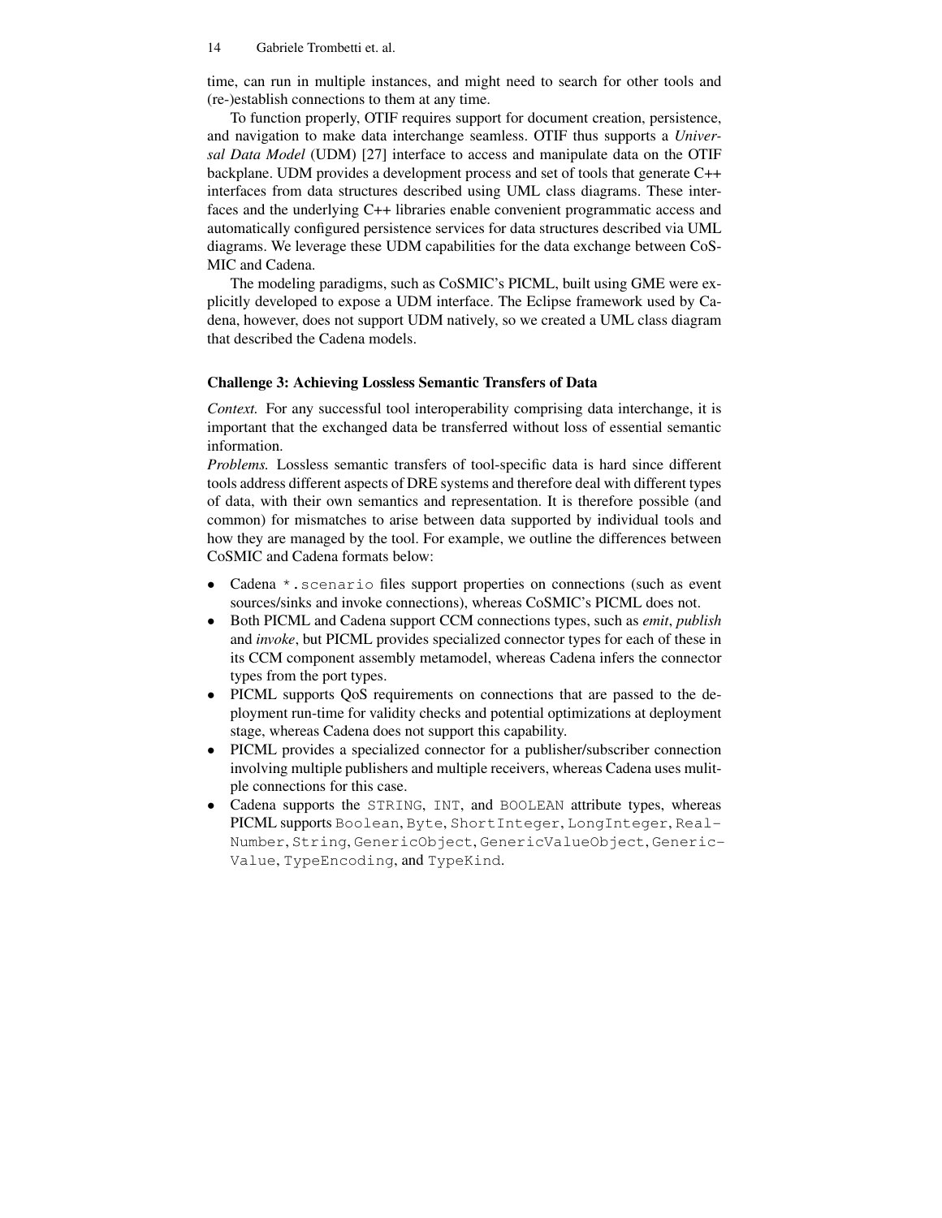time, can run in multiple instances, and might need to search for other tools and (re-)establish connections to them at any time.

To function properly, OTIF requires support for document creation, persistence, and navigation to make data interchange seamless. OTIF thus supports a *Universal Data Model* (UDM) [27] interface to access and manipulate data on the OTIF backplane. UDM provides a development process and set of tools that generate C++ interfaces from data structures described using UML class diagrams. These interfaces and the underlying C++ libraries enable convenient programmatic access and automatically configured persistence services for data structures described via UML diagrams. We leverage these UDM capabilities for the data exchange between CoSMIC and Cadena.

The modeling paradigms, such as CoSMIC's PICML, built using GME were explicitly developed to expose a UDM interface. The Eclipse framework used by Cadena, however, does not support UDM natively, so we created a UML class diagram that described the Cadena models.

#### Challenge 3: Achieving Lossless Semantic Transfers of Data

*Context.* For any successful tool interoperability comprising data interchange, it is important that the exchanged data be transferred without loss of essential semantic information.

*Problems.* Lossless semantic transfers of tool-specific data is hard since different tools address different aspects of DRE systems and therefore deal with different types of data, with their own semantics and representation. It is therefore possible (and common) for mismatches to arise between data supported by individual tools and how they are managed by the tool. For example, we outline the differences between CoSMIC and Cadena formats below:

- Cadena `*.scenario` files support properties on connections (such as event sources/sinks and invoke connections), whereas CoSMIC's PICML does not.
- Both PICML and Cadena support CCM connections types, such as *emit*, *publish* and *invoke*, but PICML provides specialized connector types for each of these in its CCM component assembly metamodel, whereas Cadena infers the connector types from the port types.
- PICML supports QoS requirements on connections that are passed to the deployment run-time for validity checks and potential optimizations at deployment stage, whereas Cadena does not support this capability.
- PICML provides a specialized connector for a publisher/subscriber connection involving multiple publishers and multiple receivers, whereas Cadena uses mulitple connections for this case.
- Cadena supports the `STRING`, `INT`, and `BOOLEAN` attribute types, whereas PICML supports `Boolean`, `Byte`, `ShortInteger`, `LongInteger`, `RealNumber`, `String`, `GenericObject`, `GenericValueObject`, `GenericValue`, `TypeEncoding`, and `TypeKind`.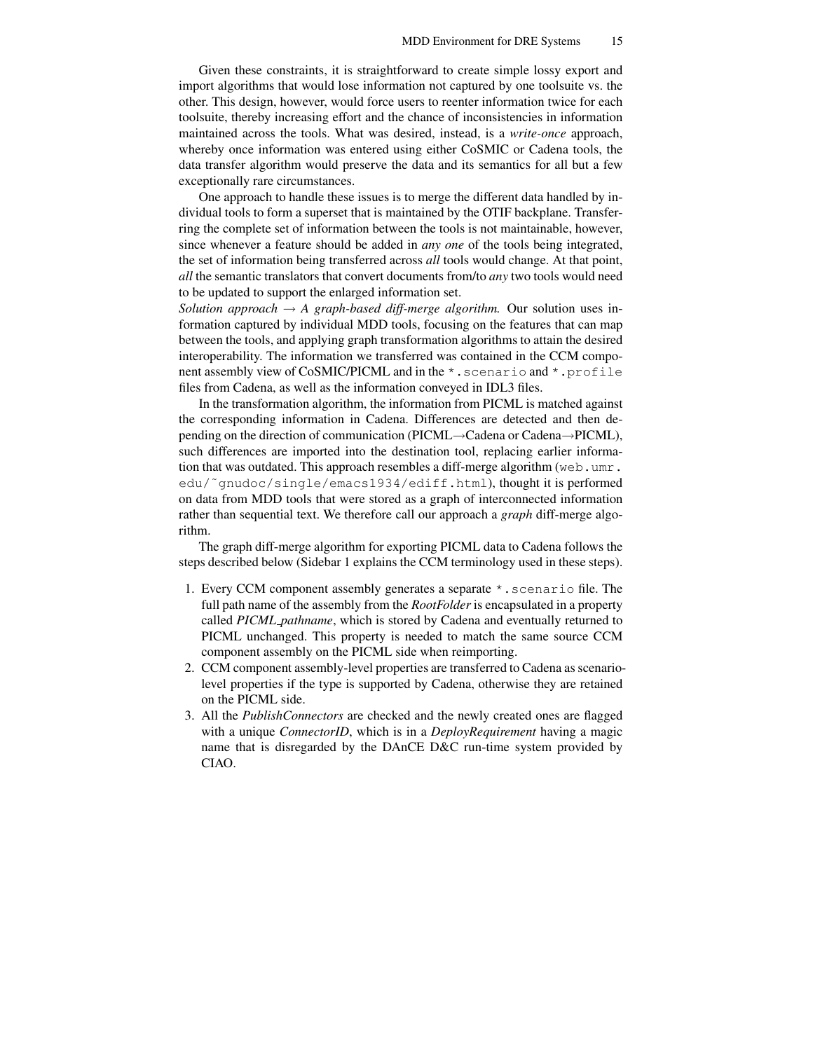Given these constraints, it is straightforward to create simple lossy export and import algorithms that would lose information not captured by one toolsuite vs. the other. This design, however, would force users to reenter information twice for each toolsuite, thereby increasing effort and the chance of inconsistencies in information maintained across the tools. What was desired, instead, is a *write-once* approach, whereby once information was entered using either CoSMIC or Cadena tools, the data transfer algorithm would preserve the data and its semantics for all but a few exceptionally rare circumstances.

One approach to handle these issues is to merge the different data handled by individual tools to form a superset that is maintained by the OTIF backplane. Transferring the complete set of information between the tools is not maintainable, however, since whenever a feature should be added in *any one* of the tools being integrated, the set of information being transferred across *all* tools would change. At that point, *all* the semantic translators that convert documents from/to *any* two tools would need to be updated to support the enlarged information set.

*Solution approach → A graph-based diff-merge algorithm.* Our solution uses information captured by individual MDD tools, focusing on the features that can map between the tools, and applying graph transformation algorithms to attain the desired interoperability. The information we transferred was contained in the CCM component assembly view of CoSMIC/PICML and in the `*.scenario` and `*.profile` files from Cadena, as well as the information conveyed in IDL3 files.

In the transformation algorithm, the information from PICML is matched against the corresponding information in Cadena. Differences are detected and then depending on the direction of communication (PICML→Cadena or Cadena→PICML), such differences are imported into the destination tool, replacing earlier information that was outdated. This approach resembles a diff-merge algorithm (`web.umr.edu/~gnudoc/single/emacs1934/ediff.html`), thought it is performed on data from MDD tools that were stored as a graph of interconnected information rather than sequential text. We therefore call our approach a *graph* diff-merge algorithm.

The graph diff-merge algorithm for exporting PICML data to Cadena follows the steps described below (Sidebar 1 explains the CCM terminology used in these steps).

1. Every CCM component assembly generates a separate `*.scenario` file. The full path name of the assembly from the *RootFolder* is encapsulated in a property called *PICML_pathname*, which is stored by Cadena and eventually returned to PICML unchanged. This property is needed to match the same source CCM component assembly on the PICML side when reimporting.
2. CCM component assembly-level properties are transferred to Cadena as scenario-level properties if the type is supported by Cadena, otherwise they are retained on the PICML side.
3. All the *PublishConnectors* are checked and the newly created ones are flagged with a unique *ConnectorID*, which is in a *DeployRequirement* having a magic name that is disregarded by the DAnCE D&C run-time system provided by CIAO.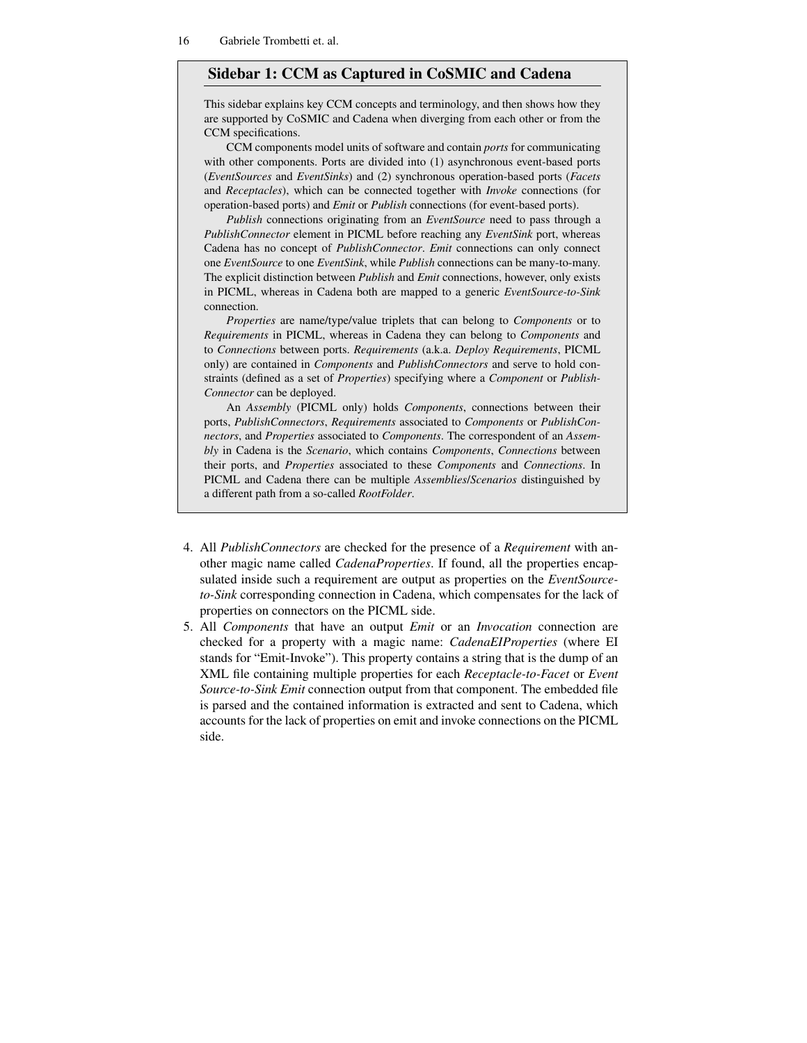## Sidebar 1: CCM as Captured in CoSMIC and Cadena

This sidebar explains key CCM concepts and terminology, and then shows how they are supported by CoSMIC and Cadena when diverging from each other or from the CCM specifications.

CCM components model units of software and contain *ports* for communicating with other components. Ports are divided into (1) asynchronous event-based ports (*EventSources* and *EventSinks*) and (2) synchronous operation-based ports (*Facets* and *Receptacles*), which can be connected together with *Invoke* connections (for operation-based ports) and *Emit* or *Publish* connections (for event-based ports).

*Publish* connections originating from an *EventSource* need to pass through a *PublishConnector* element in PICML before reaching any *EventSink* port, whereas Cadena has no concept of *PublishConnector*. *Emit* connections can only connect one *EventSource* to one *EventSink*, while *Publish* connections can be many-to-many. The explicit distinction between *Publish* and *Emit* connections, however, only exists in PICML, whereas in Cadena both are mapped to a generic *EventSource-to-Sink* connection.

*Properties* are name/type/value triplets that can belong to *Components* or to *Requirements* in PICML, whereas in Cadena they can belong to *Components* and to *Connections* between ports. *Requirements* (a.k.a. *Deploy Requirements*, PICML only) are contained in *Components* and *PublishConnectors* and serve to hold constraints (defined as a set of *Properties*) specifying where a *Component* or *PublishConnector* can be deployed.

An *Assembly* (PICML only) holds *Components*, connections between their ports, *PublishConnectors*, *Requirements* associated to *Components* or *PublishConnectors*, and *Properties* associated to *Components*. The correspondent of an *Assembly* in Cadena is the *Scenario*, which contains *Components*, *Connections* between their ports, and *Properties* associated to these *Components* and *Connections*. In PICML and Cadena there can be multiple *Assemblies*/*Scenarios* distinguished by a different path from a so-called *RootFolder*.

4. All *PublishConnectors* are checked for the presence of a *Requirement* with another magic name called *CadenaProperties*. If found, all the properties encapsulated inside such a requirement are output as properties on the *EventSource-to-Sink* corresponding connection in Cadena, which compensates for the lack of properties on connectors on the PICML side.
5. All *Components* that have an output *Emit* or an *Invocation* connection are checked for a property with a magic name: *CadenaEIProperties* (where EI stands for "Emit-Invoke"). This property contains a string that is the dump of an XML file containing multiple properties for each *Receptacle-to-Facet* or *Event Source-to-Sink Emit* connection output from that component. The embedded file is parsed and the contained information is extracted and sent to Cadena, which accounts for the lack of properties on emit and invoke connections on the PICML side.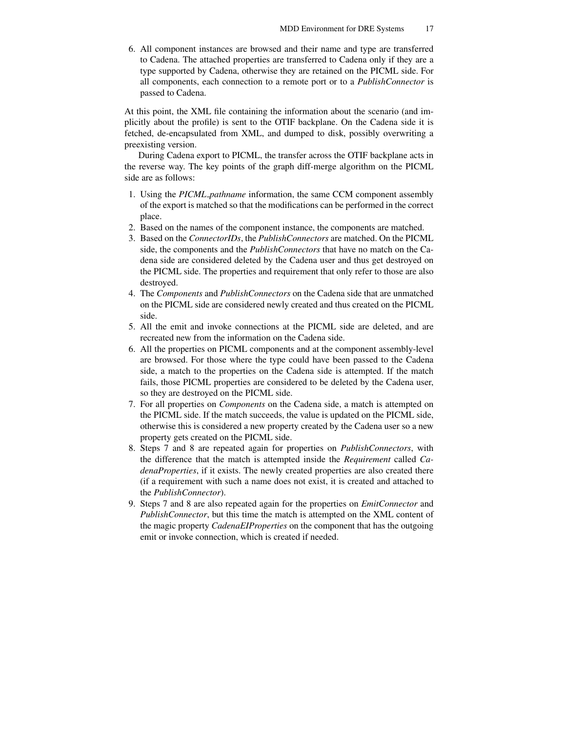6. All component instances are browsed and their name and type are transferred to Cadena. The attached properties are transferred to Cadena only if they are a type supported by Cadena, otherwise they are retained on the PICML side. For all components, each connection to a remote port or to a *PublishConnector* is passed to Cadena.

At this point, the XML file containing the information about the scenario (and implicitly about the profile) is sent to the OTIF backplane. On the Cadena side it is fetched, de-encapsulated from XML, and dumped to disk, possibly overwriting a preexisting version.

During Cadena export to PICML, the transfer across the OTIF backplane acts in the reverse way. The key points of the graph diff-merge algorithm on the PICML side are as follows:

1. Using the *PICML_pathname* information, the same CCM component assembly of the export is matched so that the modifications can be performed in the correct place.
2. Based on the names of the component instance, the components are matched.
3. Based on the *ConnectorIDs*, the *PublishConnectors* are matched. On the PICML side, the components and the *PublishConnectors* that have no match on the Cadena side are considered deleted by the Cadena user and thus get destroyed on the PICML side. The properties and requirement that only refer to those are also destroyed.
4. The *Components* and *PublishConnectors* on the Cadena side that are unmatched on the PICML side are considered newly created and thus created on the PICML side.
5. All the emit and invoke connections at the PICML side are deleted, and are recreated new from the information on the Cadena side.
6. All the properties on PICML components and at the component assembly-level are browsed. For those where the type could have been passed to the Cadena side, a match to the properties on the Cadena side is attempted. If the match fails, those PICML properties are considered to be deleted by the Cadena user, so they are destroyed on the PICML side.
7. For all properties on *Components* on the Cadena side, a match is attempted on the PICML side. If the match succeeds, the value is updated on the PICML side, otherwise this is considered a new property created by the Cadena user so a new property gets created on the PICML side.
8. Steps 7 and 8 are repeated again for properties on *PublishConnectors*, with the difference that the match is attempted inside the *Requirement* called *CadenaProperties*, if it exists. The newly created properties are also created there (if a requirement with such a name does not exist, it is created and attached to the *PublishConnector*).
9. Steps 7 and 8 are also repeated again for the properties on *EmitConnector* and *PublishConnector*, but this time the match is attempted on the XML content of the magic property *CadenaEIProperties* on the component that has the outgoing emit or invoke connection, which is created if needed.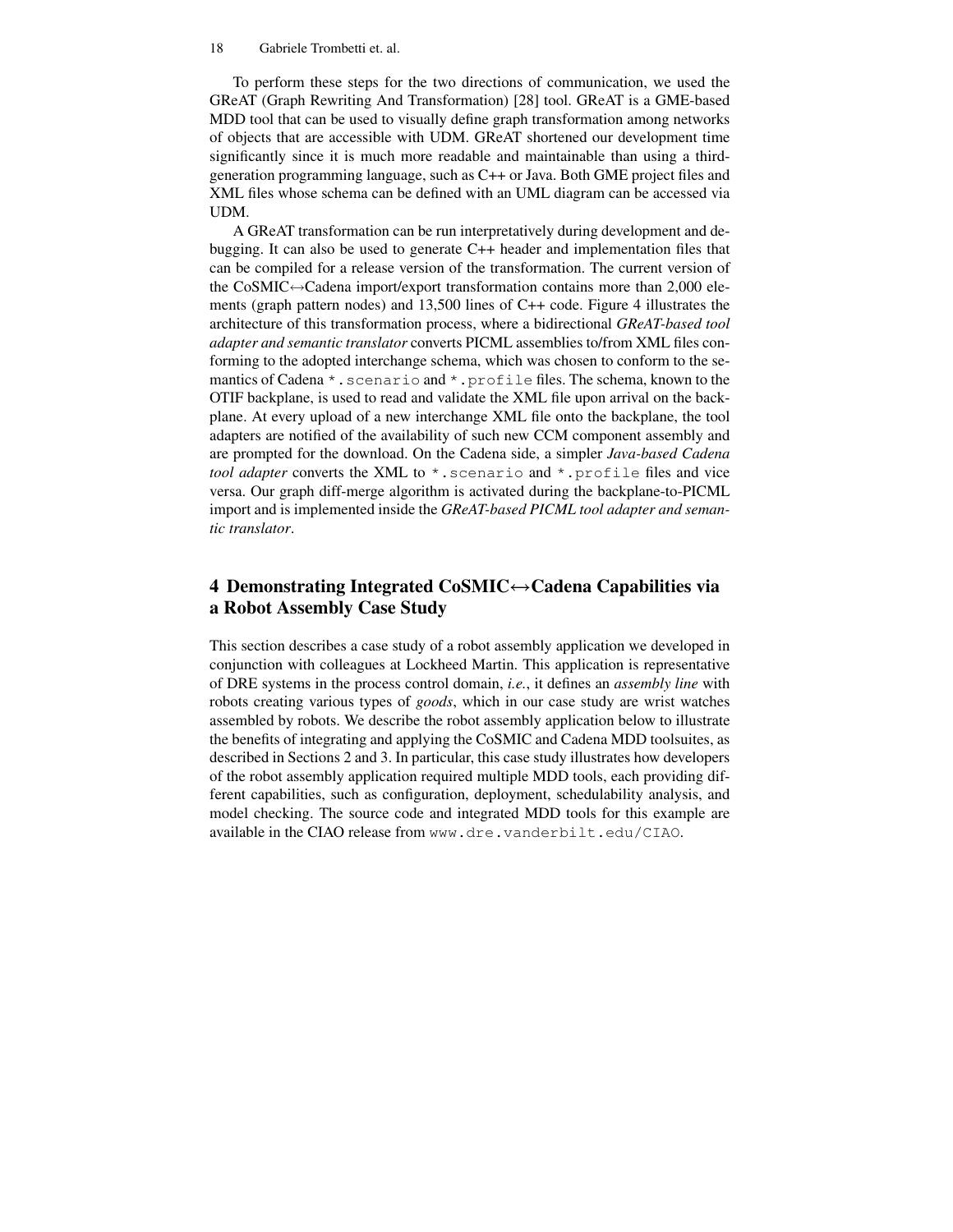To perform these steps for the two directions of communication, we used the GReAT (Graph Rewriting And Transformation) [28] tool. GReAT is a GME-based MDD tool that can be used to visually define graph transformation among networks of objects that are accessible with UDM. GReAT shortened our development time significantly since it is much more readable and maintainable than using a third-generation programming language, such as C++ or Java. Both GME project files and XML files whose schema can be defined with an UML diagram can be accessed via UDM.

A GReAT transformation can be run interpretatively during development and debugging. It can also be used to generate C++ header and implementation files that can be compiled for a release version of the transformation. The current version of the CoSMIC↔Cadena import/export transformation contains more than 2,000 elements (graph pattern nodes) and 13,500 lines of C++ code. Figure 4 illustrates the architecture of this transformation process, where a bidirectional *GReAT-based tool adapter and semantic translator* converts PICML assemblies to/from XML files conforming to the adopted interchange schema, which was chosen to conform to the semantics of Cadena `*.scenario` and `*.profile` files. The schema, known to the OTIF backplane, is used to read and validate the XML file upon arrival on the backplane. At every upload of a new interchange XML file onto the backplane, the tool adapters are notified of the availability of such new CCM component assembly and are prompted for the download. On the Cadena side, a simpler *Java-based Cadena tool adapter* converts the XML to `*.scenario` and `*.profile` files and vice versa. Our graph diff-merge algorithm is activated during the backplane-to-PICML import and is implemented inside the *GReAT-based PICML tool adapter and semantic translator*.

## 4 Demonstrating Integrated CoSMIC↔Cadena Capabilities via a Robot Assembly Case Study

This section describes a case study of a robot assembly application we developed in conjunction with colleagues at Lockheed Martin. This application is representative of DRE systems in the process control domain, *i.e.*, it defines an *assembly line* with robots creating various types of *goods*, which in our case study are wrist watches assembled by robots. We describe the robot assembly application below to illustrate the benefits of integrating and applying the CoSMIC and Cadena MDD toolsuites, as described in Sections 2 and 3. In particular, this case study illustrates how developers of the robot assembly application required multiple MDD tools, each providing different capabilities, such as configuration, deployment, schedulability analysis, and model checking. The source code and integrated MDD tools for this example are available in the CIAO release from `www.dre.vanderbilt.edu/CIAO`.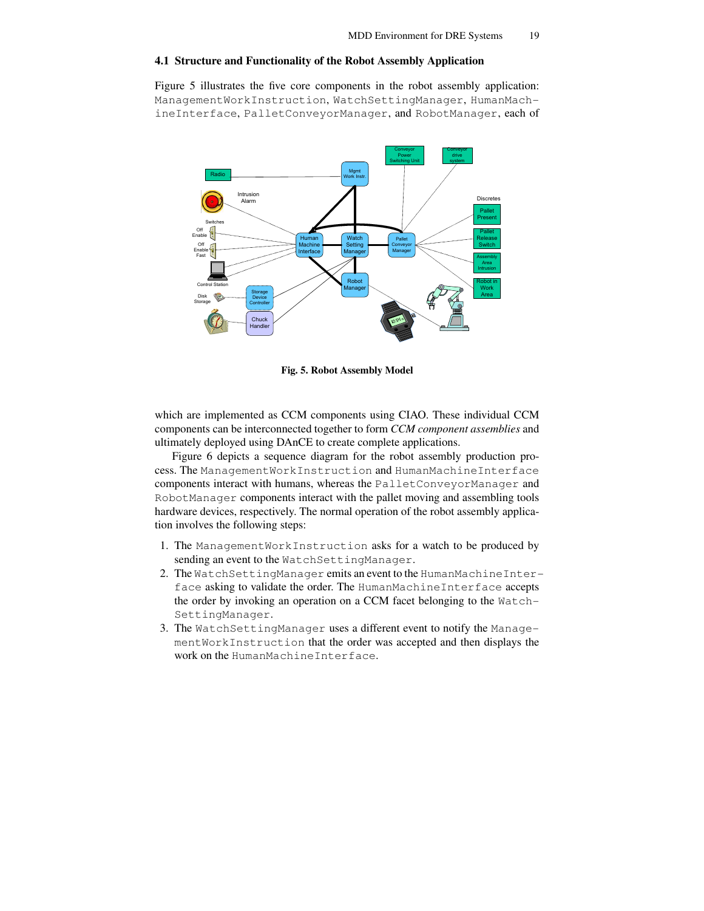### 4.1 Structure and Functionality of the Robot Assembly Application

Figure 5 illustrates the five core components in the robot assembly application: `ManagementWorkInstruction`, `WatchSettingManager`, `HumanMachineInterface`, `PalletConveyorManager`, and `RobotManager`, each of

**Fig. 5. Robot Assembly Model**

which are implemented as CCM components using CIAO. These individual CCM components can be interconnected together to form *CCM component assemblies* and ultimately deployed using DAnCE to create complete applications.

Figure 6 depicts a sequence diagram for the robot assembly production process. The `ManagementWorkInstruction` and `HumanMachineInterface` components interact with humans, whereas the `PalletConveyorManager` and `RobotManager` components interact with the pallet moving and assembling tools hardware devices, respectively. The normal operation of the robot assembly application involves the following steps:

1. The `ManagementWorkInstruction` asks for a watch to be produced by sending an event to the `WatchSettingManager`.
2. The `WatchSettingManager` emits an event to the `HumanMachineInterface` asking to validate the order. The `HumanMachineInterface` accepts the order by invoking an operation on a CCM facet belonging to the `WatchSettingManager`.
3. The `WatchSettingManager` uses a different event to notify the `ManagementWorkInstruction` that the order was accepted and then displays the work on the `HumanMachineInterface`.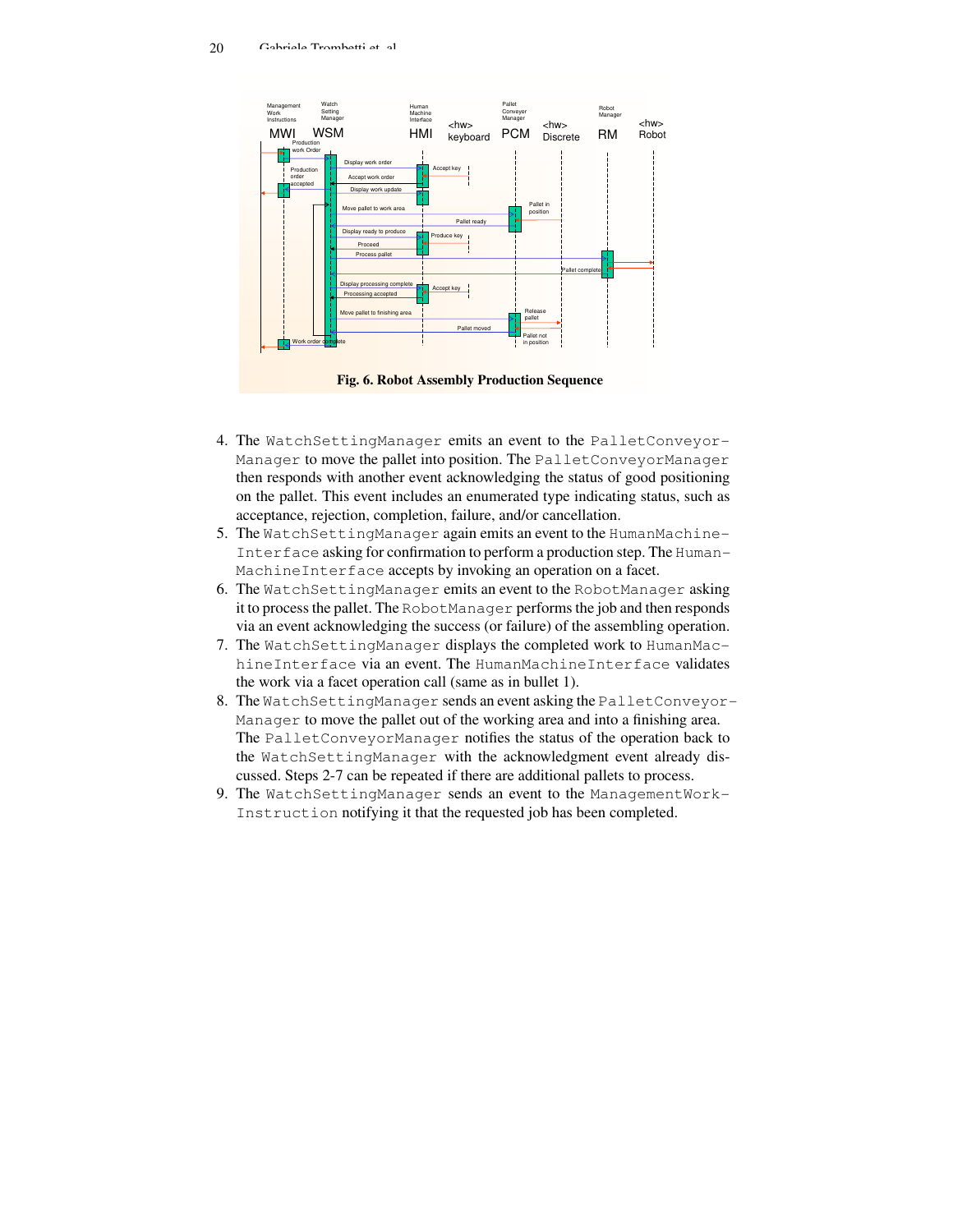Fig. 6. Robot Assembly Production Sequence

4. The WatchSettingManager emits an event to the PalletConveyor-Manager to move the pallet into position. The PalletConveyorManager then responds with another event acknowledging the status of good positioning on the pallet. This event includes an enumerated type indicating status, such as acceptance, rejection, completion, failure, and/or cancellation.
5. The WatchSettingManager again emits an event to the HumanMachine-Interface asking for confirmation to perform a production step. The Human-MachineInterface accepts by invoking an operation on a facet.
6. The WatchSettingManager emits an event to the RobotManager asking it to process the pallet. The RobotManager performs the job and then responds via an event acknowledging the success (or failure) of the assembling operation.
7. The WatchSettingManager displays the completed work to HumanMac-hineInterface via an event. The HumanMachineInterface validates the work via a facet operation call (same as in bullet 1).
8. The WatchSettingManager sends an event asking the PalletConveyor-Manager to move the pallet out of the working area and into a finishing area. The PalletConveyorManager notifies the status of the operation back to the WatchSettingManager with the acknowledgment event already discussed. Steps 2-7 can be repeated if there are additional pallets to process.
9. The WatchSettingManager sends an event to the ManagementWork-Instruction notifying it that the requested job has been completed.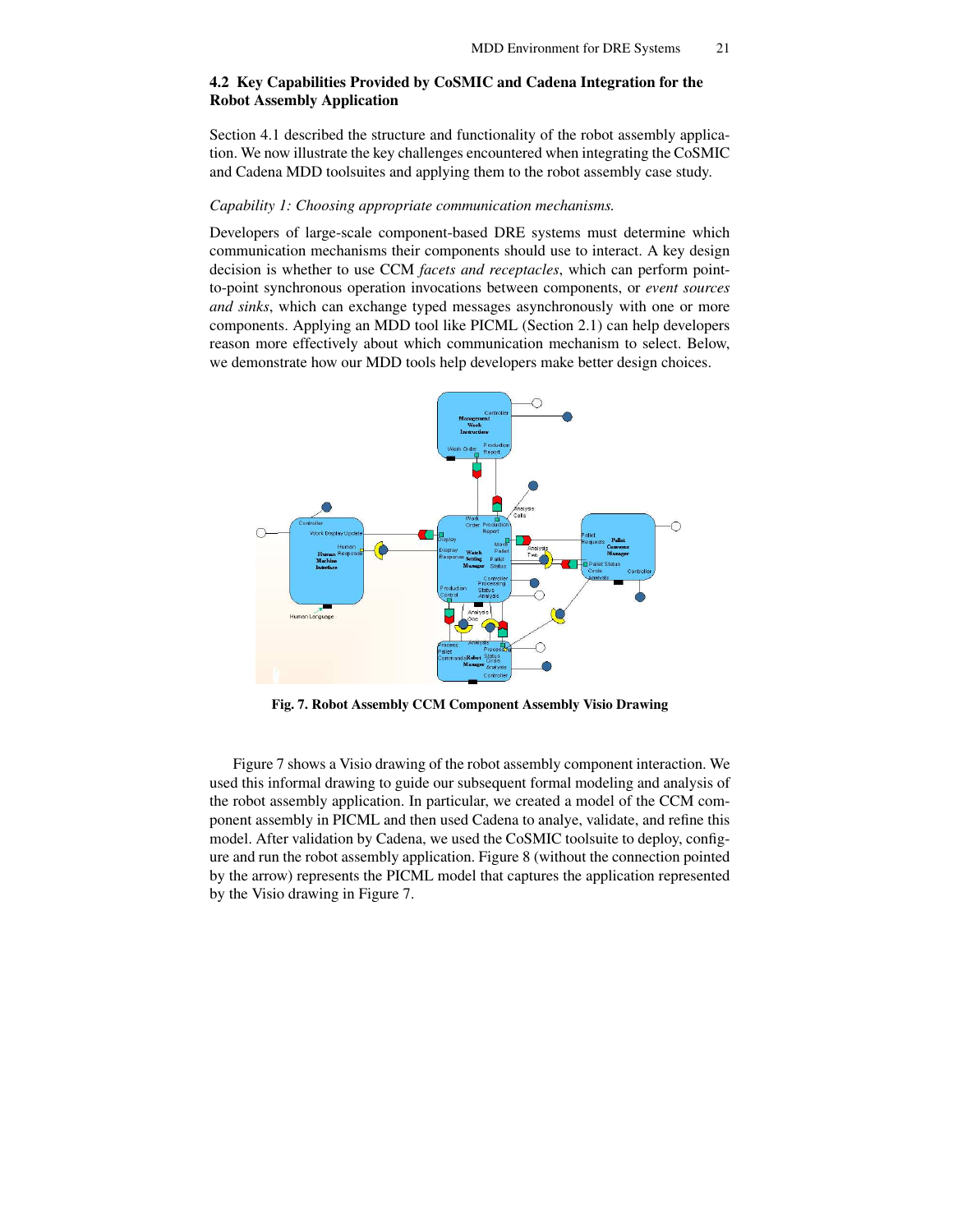### 4.2 Key Capabilities Provided by CoSMIC and Cadena Integration for the Robot Assembly Application

Section 4.1 described the structure and functionality of the robot assembly application. We now illustrate the key challenges encountered when integrating the CoSMIC and Cadena MDD toolsuites and applying them to the robot assembly case study.

*Capability 1: Choosing appropriate communication mechanisms.*

Developers of large-scale component-based DRE systems must determine which communication mechanisms their components should use to interact. A key design decision is whether to use CCM *facets and receptacles*, which can perform point-to-point synchronous operation invocations between components, or *event sources and sinks*, which can exchange typed messages asynchronously with one or more components. Applying an MDD tool like PICML (Section 2.1) can help developers reason more effectively about which communication mechanism to select. Below, we demonstrate how our MDD tools help developers make better design choices.

**Fig. 7. Robot Assembly CCM Component Assembly Visio Drawing**

Figure 7 shows a Visio drawing of the robot assembly component interaction. We used this informal drawing to guide our subsequent formal modeling and analysis of the robot assembly application. In particular, we created a model of the CCM component assembly in PICML and then used Cadena to analye, validate, and refine this model. After validation by Cadena, we used the CoSMIC toolsuite to deploy, configure and run the robot assembly application. Figure 8 (without the connection pointed by the arrow) represents the PICML model that captures the application represented by the Visio drawing in Figure 7.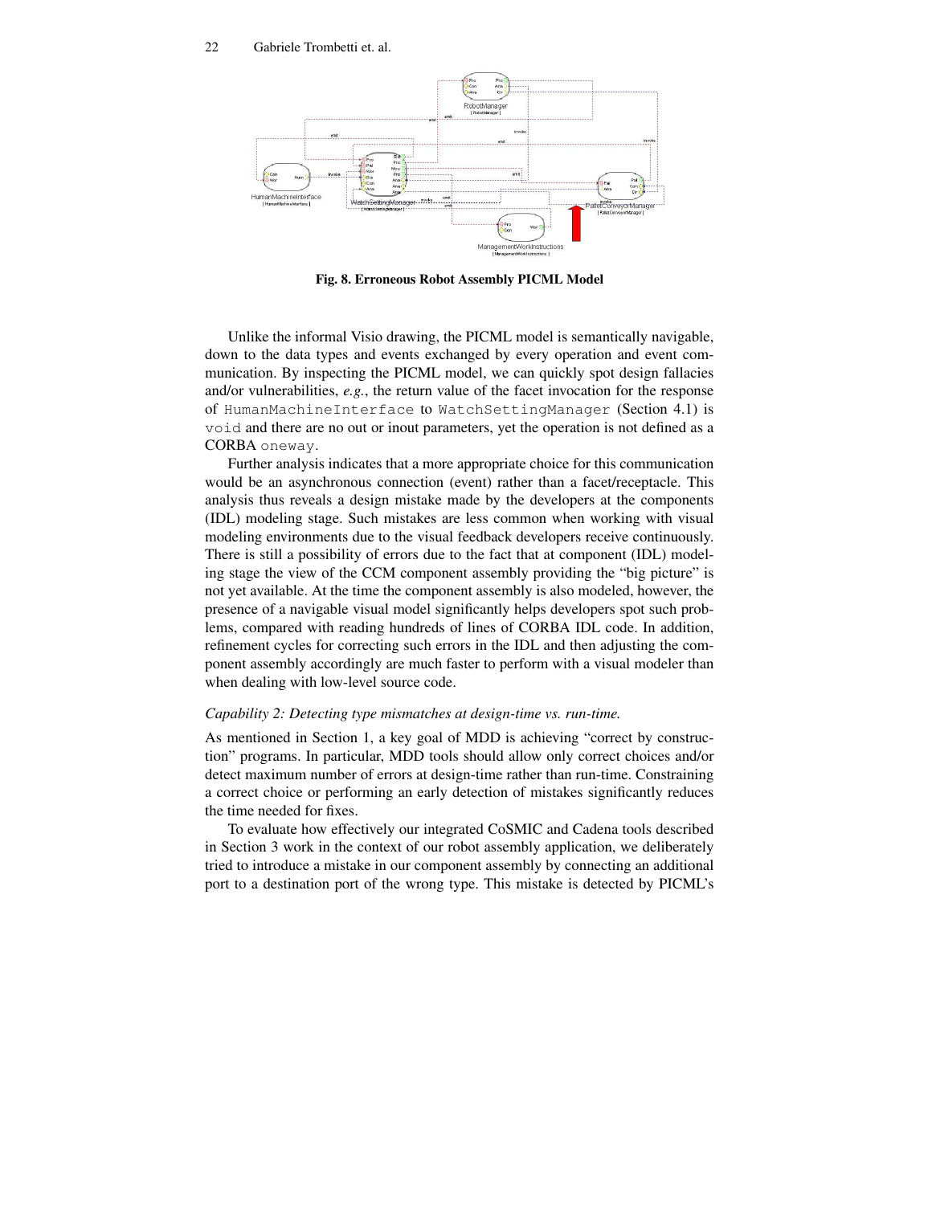Fig. 8. Erroneous Robot Assembly PICML Model

Unlike the informal Visio drawing, the PICML model is semantically navigable, down to the data types and events exchanged by every operation and event communication. By inspecting the PICML model, we can quickly spot design fallacies and/or vulnerabilities, *e.g.*, the return value of the facet invocation for the response of `HumanMachineInterface` to `WatchSettingManager` (Section 4.1) is `void` and there are no out or inout parameters, yet the operation is not defined as a CORBA `oneway`.

Further analysis indicates that a more appropriate choice for this communication would be an asynchronous connection (event) rather than a facet/receptacle. This analysis thus reveals a design mistake made by the developers at the components (IDL) modeling stage. Such mistakes are less common when working with visual modeling environments due to the visual feedback developers receive continuously. There is still a possibility of errors due to the fact that at component (IDL) modeling stage the view of the CCM component assembly providing the "big picture" is not yet available. At the time the component assembly is also modeled, however, the presence of a navigable visual model significantly helps developers spot such problems, compared with reading hundreds of lines of CORBA IDL code. In addition, refinement cycles for correcting such errors in the IDL and then adjusting the component assembly accordingly are much faster to perform with a visual modeler than when dealing with low-level source code.

*Capability 2: Detecting type mismatches at design-time vs. run-time.*

As mentioned in Section 1, a key goal of MDD is achieving "correct by construction" programs. In particular, MDD tools should allow only correct choices and/or detect maximum number of errors at design-time rather than run-time. Constraining a correct choice or performing an early detection of mistakes significantly reduces the time needed for fixes.

To evaluate how effectively our integrated CoSMIC and Cadena tools described in Section 3 work in the context of our robot assembly application, we deliberately tried to introduce a mistake in our component assembly by connecting an additional port to a destination port of the wrong type. This mistake is detected by PICML's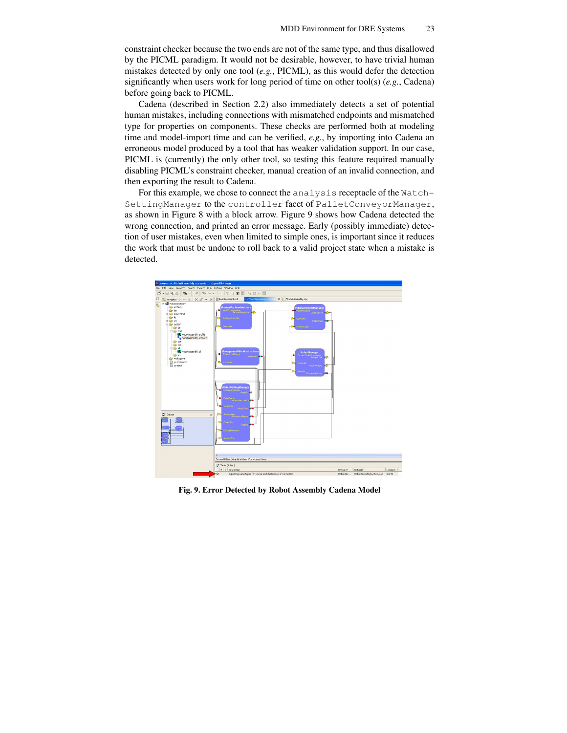constraint checker because the two ends are not of the same type, and thus disallowed by the PICML paradigm. It would not be desirable, however, to have trivial human mistakes detected by only one tool (*e.g.*, PICML), as this would defer the detection significantly when users work for long period of time on other tool(s) (*e.g.*, Cadena) before going back to PICML.

Cadena (described in Section 2.2) also immediately detects a set of potential human mistakes, including connections with mismatched endpoints and mismatched type for properties on components. These checks are performed both at modeling time and model-import time and can be verified, *e.g.*, by importing into Cadena an erroneous model produced by a tool that has weaker validation support. In our case, PICML is (currently) the only other tool, so testing this feature required manually disabling PICML's constraint checker, manual creation of an invalid connection, and then exporting the result to Cadena.

For this example, we chose to connect the `analysis` receptacle of the `WatchSettingManager` to the `controller` facet of `PalletConveyorManager`, as shown in Figure 8 with a block arrow. Figure 9 shows how Cadena detected the wrong connection, and printed an error message. Early (possibly immediate) detection of user mistakes, even when limited to simple ones, is important since it reduces the work that must be undone to roll back to a valid project state when a mistake is detected.

**Fig. 9. Error Detected by Robot Assembly Cadena Model**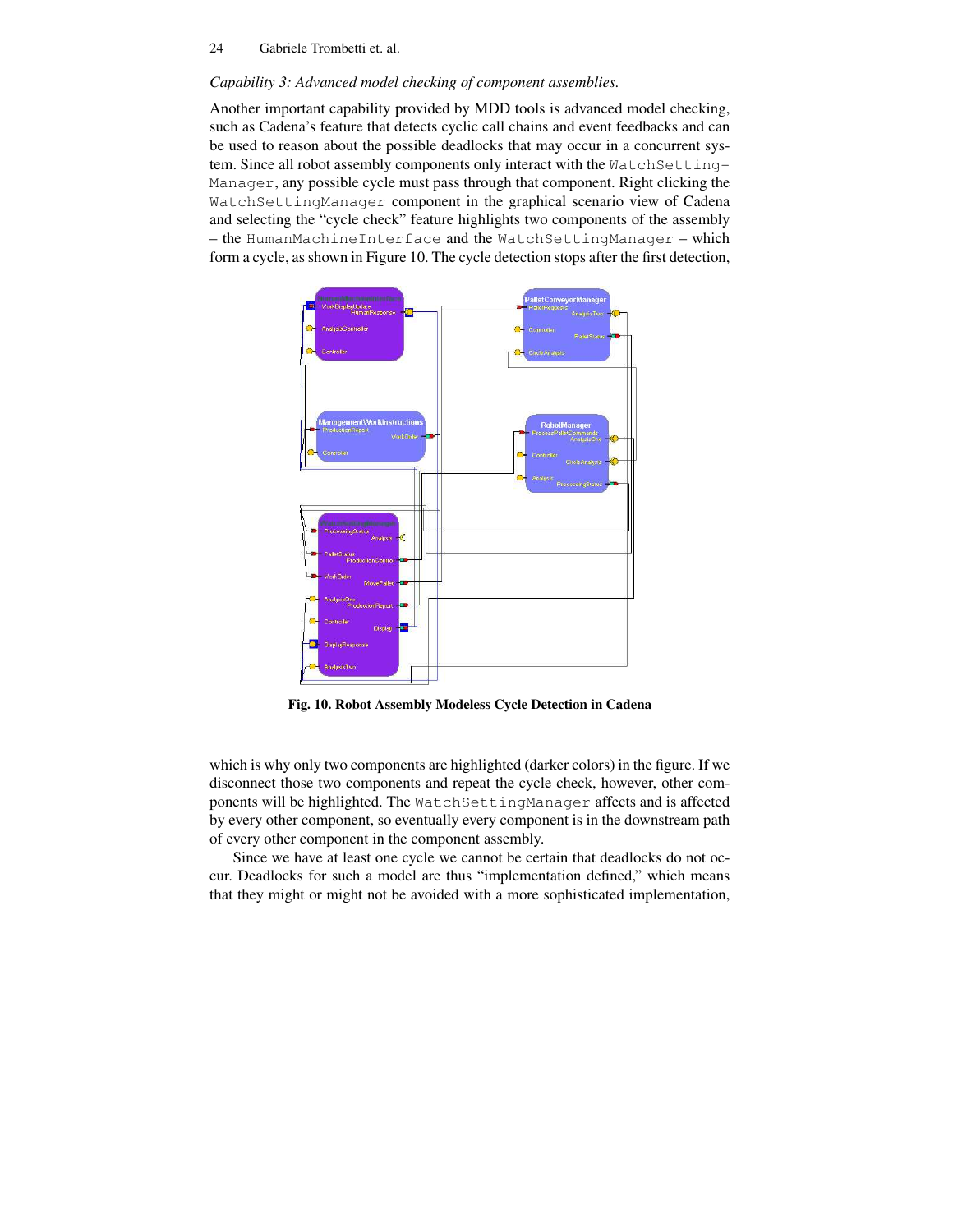*Capability 3: Advanced model checking of component assemblies.*

Another important capability provided by MDD tools is advanced model checking, such as Cadena's feature that detects cyclic call chains and event feedbacks and can be used to reason about the possible deadlocks that may occur in a concurrent system. Since all robot assembly components only interact with the `WatchSettingManager`, any possible cycle must pass through that component. Right clicking the `WatchSettingManager` component in the graphical scenario view of Cadena and selecting the "cycle check" feature highlights two components of the assembly – the `HumanMachineInterface` and the `WatchSettingManager` – which form a cycle, as shown in Figure 10. The cycle detection stops after the first detection, which is why only two components are highlighted (darker colors) in the figure. If we disconnect those two components and repeat the cycle check, however, other components will be highlighted. The `WatchSettingManager` affects and is affected by every other component, so eventually every component is in the downstream path of every other component in the component assembly.

**Fig. 10. Robot Assembly Modeless Cycle Detection in Cadena**

Since we have at least one cycle we cannot be certain that deadlocks do not occur. Deadlocks for such a model are thus "implementation defined," which means that they might or might not be avoided with a more sophisticated implementation,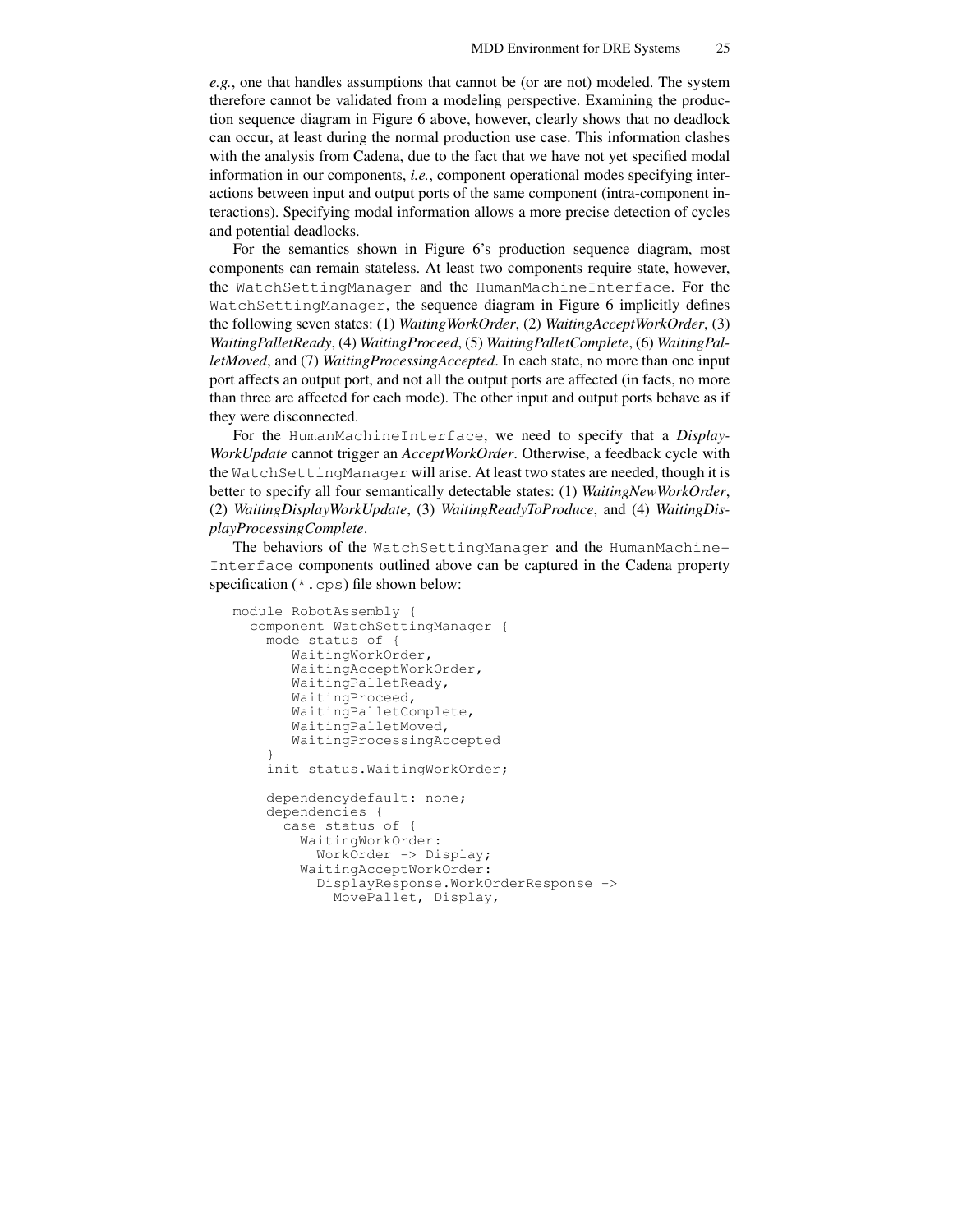*e.g.*, one that handles assumptions that cannot be (or are not) modeled. The system therefore cannot be validated from a modeling perspective. Examining the production sequence diagram in Figure 6 above, however, clearly shows that no deadlock can occur, at least during the normal production use case. This information clashes with the analysis from Cadena, due to the fact that we have not yet specified modal information in our components, *i.e.*, component operational modes specifying interactions between input and output ports of the same component (intra-component interactions). Specifying modal information allows a more precise detection of cycles and potential deadlocks.

For the semantics shown in Figure 6's production sequence diagram, most components can remain stateless. At least two components require state, however, the `WatchSettingManager` and the `HumanMachineInterface`. For the `WatchSettingManager`, the sequence diagram in Figure 6 implicitly defines the following seven states: (1) *WaitingWorkOrder*, (2) *WaitingAcceptWorkOrder*, (3) *WaitingPalletReady*, (4) *WaitingProceed*, (5) *WaitingPalletComplete*, (6) *WaitingPalletMoved*, and (7) *WaitingProcessingAccepted*. In each state, no more than one input port affects an output port, and not all the output ports are affected (in facts, no more than three are affected for each mode). The other input and output ports behave as if they were disconnected.

For the `HumanMachineInterface`, we need to specify that a *DisplayWorkUpdate* cannot trigger an *AcceptWorkOrder*. Otherwise, a feedback cycle with the `WatchSettingManager` will arise. At least two states are needed, though it is better to specify all four semantically detectable states: (1) *WaitingNewWorkOrder*, (2) *WaitingDisplayWorkUpdate*, (3) *WaitingReadyToProduce*, and (4) *WaitingDisplayProcessingComplete*.

The behaviors of the `WatchSettingManager` and the `HumanMachineInterface` components outlined above can be captured in the Cadena property specification (`*.cps`) file shown below:

```
module RobotAssembly {
  component WatchSettingManager {
    mode status of {
       WaitingWorkOrder,
       WaitingAcceptWorkOrder,
       WaitingPalletReady,
       WaitingProceed,
       WaitingPalletComplete,
       WaitingPalletMoved,
       WaitingProcessingAccepted
    }
    init status.WaitingWorkOrder;

    dependencydefault: none;
    dependencies {
      case status of {
        WaitingWorkOrder:
          WorkOrder -> Display;
        WaitingAcceptWorkOrder:
          DisplayResponse.WorkOrderResponse ->
            MovePallet, Display,
```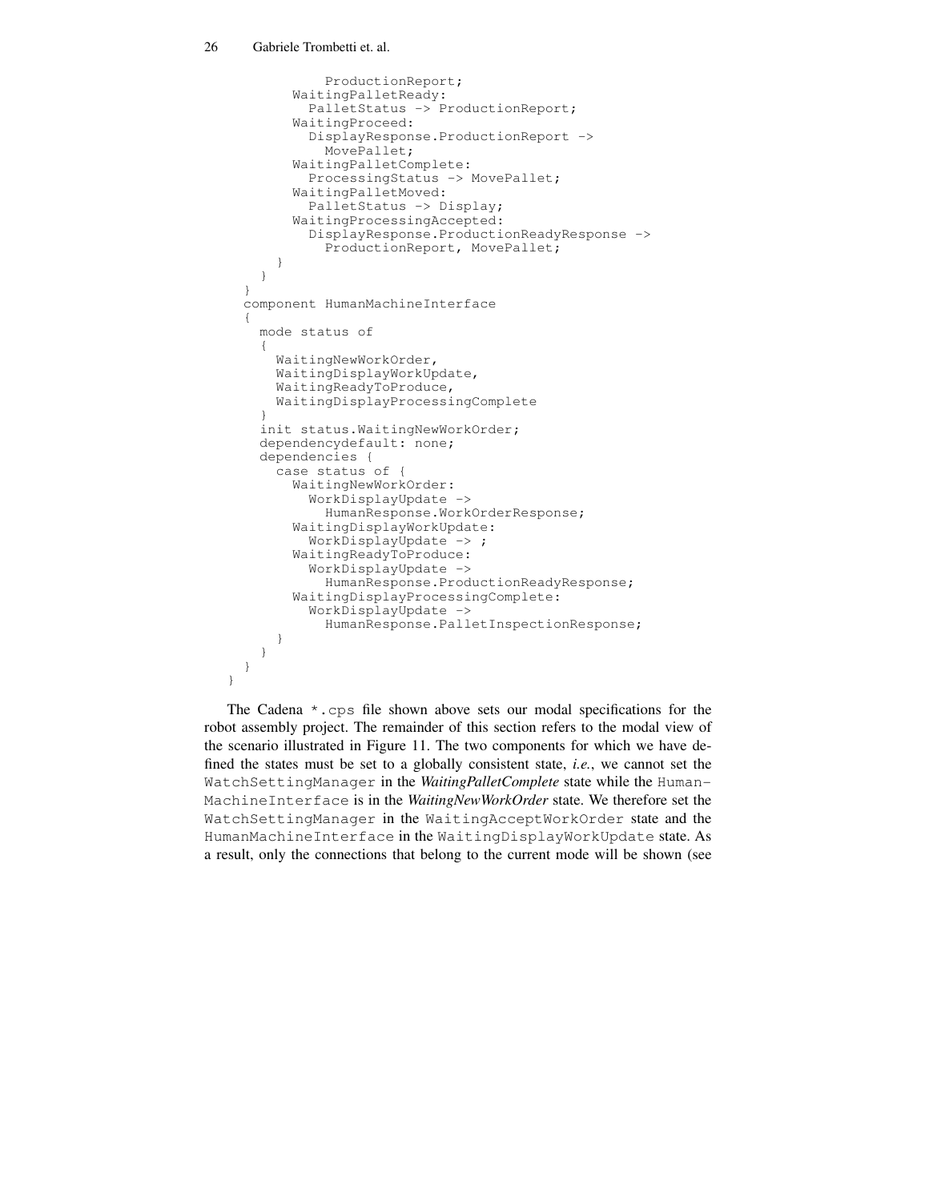```
            ProductionReport;
        WaitingPalletReady:
          PalletStatus -> ProductionReport;
        WaitingProceed:
          DisplayResponse.ProductionReport ->
            MovePallet;
        WaitingPalletComplete:
          ProcessingStatus -> MovePallet;
        WaitingPalletMoved:
          PalletStatus -> Display;
        WaitingProcessingAccepted:
          DisplayResponse.ProductionReadyResponse ->
            ProductionReport, MovePallet;
      }
    }
  }
  component HumanMachineInterface
  {
    mode status of
    {
      WaitingNewWorkOrder,
      WaitingDisplayWorkUpdate,
      WaitingReadyToProduce,
      WaitingDisplayProcessingComplete
    }
    init status.WaitingNewWorkOrder;
    dependencydefault: none;
    dependencies {
      case status of {
        WaitingNewWorkOrder:
          WorkDisplayUpdate ->
            HumanResponse.WorkOrderResponse;
        WaitingDisplayWorkUpdate:
          WorkDisplayUpdate -> ;
        WaitingReadyToProduce:
          WorkDisplayUpdate ->
            HumanResponse.ProductionReadyResponse;
        WaitingDisplayProcessingComplete:
          WorkDisplayUpdate ->
            HumanResponse.PalletInspectionResponse;
      }
    }
  }
}
```

The Cadena `*.cps` file shown above sets our modal specifications for the robot assembly project. The remainder of this section refers to the modal view of the scenario illustrated in Figure 11. The two components for which we have defined the states must be set to a globally consistent state, *i.e.*, we cannot set the `WatchSettingManager` in the ***WaitingPalletComplete*** state while the `HumanMachineInterface` is in the ***WaitingNewWorkOrder*** state. We therefore set the `WatchSettingManager` in the `WaitingAcceptWorkOrder` state and the `HumanMachineInterface` in the `WaitingDisplayWorkUpdate` state. As a result, only the connections that belong to the current mode will be shown (see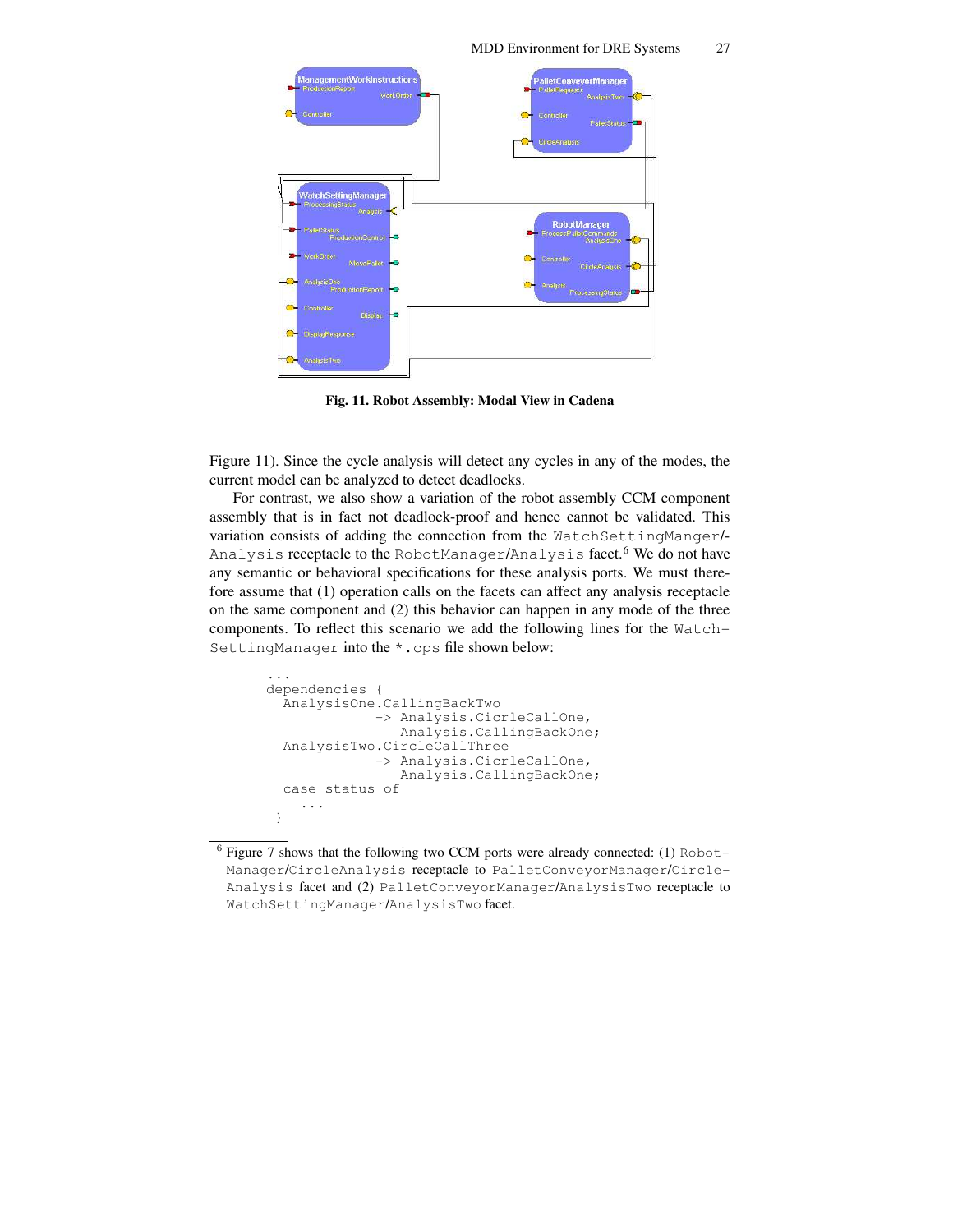Fig. 11. **Robot Assembly: Modal View in Cadena**

Figure 11). Since the cycle analysis will detect any cycles in any of the modes, the current model can be analyzed to detect deadlocks.

For contrast, we also show a variation of the robot assembly CCM component assembly that is in fact not deadlock-proof and hence cannot be validated. This variation consists of adding the connection from the `WatchSettingManger/-Analysis` receptacle to the `RobotManager/Analysis` facet.[6] We do not have any semantic or behavioral specifications for these analysis ports. We must therefore assume that (1) operation calls on the facets can affect any analysis receptacle on the same component and (2) this behavior can happen in any mode of the three components. To reflect this scenario we add the following lines for the `Watch-SettingManager` into the `*.cps` file shown below:

```
...
dependencies {
  AnalysisOne.CallingBackTwo
              -> Analysis.CicrleCallOne,
                 Analysis.CallingBackOne;
  AnalysisTwo.CircleCallThree
              -> Analysis.CicrleCallOne,
                 Analysis.CallingBackOne;
  case status of
    ...
 }
```

[6] Figure 7 shows that the following two CCM ports were already connected: (1) `Robot-Manager/CircleAnalysis` receptacle to `PalletConveyorManager/Circle-Analysis` facet and (2) `PalletConveyorManager/AnalysisTwo` receptacle to `WatchSettingManager/AnalysisTwo` facet.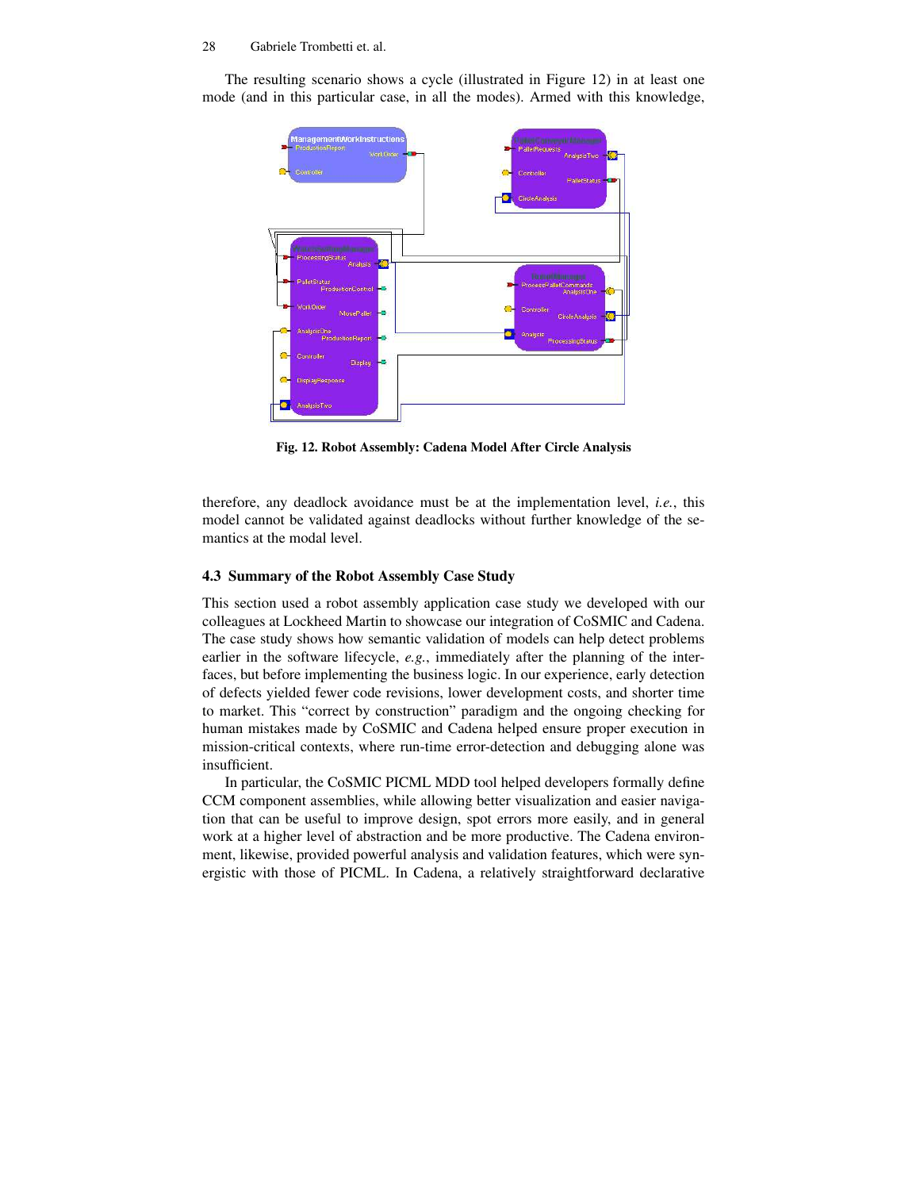The resulting scenario shows a cycle (illustrated in Figure 12) in at least one mode (and in this particular case, in all the modes). Armed with this knowledge,

**Fig. 12. Robot Assembly: Cadena Model After Circle Analysis**

therefore, any deadlock avoidance must be at the implementation level, *i.e.*, this model cannot be validated against deadlocks without further knowledge of the semantics at the modal level.

### 4.3 Summary of the Robot Assembly Case Study

This section used a robot assembly application case study we developed with our colleagues at Lockheed Martin to showcase our integration of CoSMIC and Cadena. The case study shows how semantic validation of models can help detect problems earlier in the software lifecycle, *e.g.*, immediately after the planning of the interfaces, but before implementing the business logic. In our experience, early detection of defects yielded fewer code revisions, lower development costs, and shorter time to market. This "correct by construction" paradigm and the ongoing checking for human mistakes made by CoSMIC and Cadena helped ensure proper execution in mission-critical contexts, where run-time error-detection and debugging alone was insufficient.

In particular, the CoSMIC PICML MDD tool helped developers formally define CCM component assemblies, while allowing better visualization and easier navigation that can be useful to improve design, spot errors more easily, and in general work at a higher level of abstraction and be more productive. The Cadena environment, likewise, provided powerful analysis and validation features, which were synergistic with those of PICML. In Cadena, a relatively straightforward declarative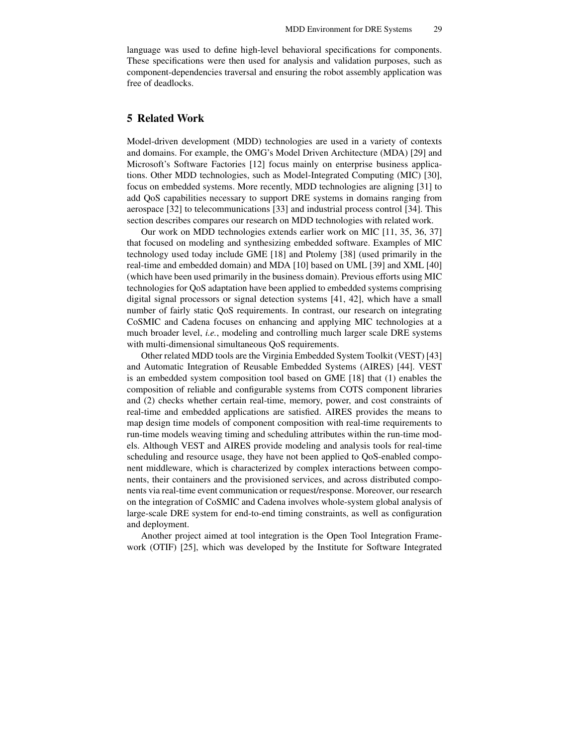language was used to define high-level behavioral specifications for components. These specifications were then used for analysis and validation purposes, such as component-dependencies traversal and ensuring the robot assembly application was free of deadlocks.

## 5 Related Work

Model-driven development (MDD) technologies are used in a variety of contexts and domains. For example, the OMG's Model Driven Architecture (MDA) [29] and Microsoft's Software Factories [12] focus mainly on enterprise business applications. Other MDD technologies, such as Model-Integrated Computing (MIC) [30], focus on embedded systems. More recently, MDD technologies are aligning [31] to add QoS capabilities necessary to support DRE systems in domains ranging from aerospace [32] to telecommunications [33] and industrial process control [34]. This section describes compares our research on MDD technologies with related work.

Our work on MDD technologies extends earlier work on MIC [11, 35, 36, 37] that focused on modeling and synthesizing embedded software. Examples of MIC technology used today include GME [18] and Ptolemy [38] (used primarily in the real-time and embedded domain) and MDA [10] based on UML [39] and XML [40] (which have been used primarily in the business domain). Previous efforts using MIC technologies for QoS adaptation have been applied to embedded systems comprising digital signal processors or signal detection systems [41, 42], which have a small number of fairly static QoS requirements. In contrast, our research on integrating CoSMIC and Cadena focuses on enhancing and applying MIC technologies at a much broader level, *i.e.*, modeling and controlling much larger scale DRE systems with multi-dimensional simultaneous QoS requirements.

Other related MDD tools are the Virginia Embedded System Toolkit (VEST) [43] and Automatic Integration of Reusable Embedded Systems (AIRES) [44]. VEST is an embedded system composition tool based on GME [18] that (1) enables the composition of reliable and configurable systems from COTS component libraries and (2) checks whether certain real-time, memory, power, and cost constraints of real-time and embedded applications are satisfied. AIRES provides the means to map design time models of component composition with real-time requirements to run-time models weaving timing and scheduling attributes within the run-time models. Although VEST and AIRES provide modeling and analysis tools for real-time scheduling and resource usage, they have not been applied to QoS-enabled component middleware, which is characterized by complex interactions between components, their containers and the provisioned services, and across distributed components via real-time event communication or request/response. Moreover, our research on the integration of CoSMIC and Cadena involves whole-system global analysis of large-scale DRE system for end-to-end timing constraints, as well as configuration and deployment.

Another project aimed at tool integration is the Open Tool Integration Framework (OTIF) [25], which was developed by the Institute for Software Integrated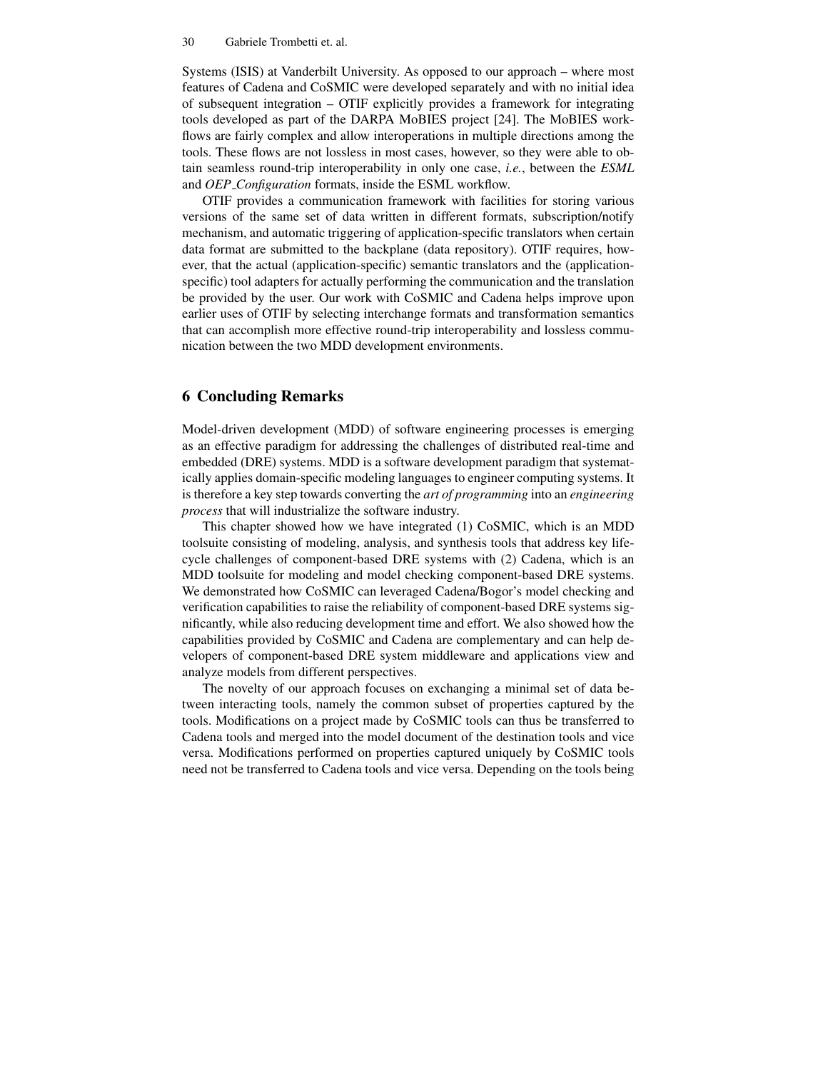Systems (ISIS) at Vanderbilt University. As opposed to our approach – where most features of Cadena and CoSMIC were developed separately and with no initial idea of subsequent integration – OTIF explicitly provides a framework for integrating tools developed as part of the DARPA MoBIES project [24]. The MoBIES workflows are fairly complex and allow interoperations in multiple directions among the tools. These flows are not lossless in most cases, however, so they were able to obtain seamless round-trip interoperability in only one case, *i.e.*, between the *ESML* and *OEP_Configuration* formats, inside the ESML workflow.

OTIF provides a communication framework with facilities for storing various versions of the same set of data written in different formats, subscription/notify mechanism, and automatic triggering of application-specific translators when certain data format are submitted to the backplane (data repository). OTIF requires, however, that the actual (application-specific) semantic translators and the (application-specific) tool adapters for actually performing the communication and the translation be provided by the user. Our work with CoSMIC and Cadena helps improve upon earlier uses of OTIF by selecting interchange formats and transformation semantics that can accomplish more effective round-trip interoperability and lossless communication between the two MDD development environments.

## 6 Concluding Remarks

Model-driven development (MDD) of software engineering processes is emerging as an effective paradigm for addressing the challenges of distributed real-time and embedded (DRE) systems. MDD is a software development paradigm that systematically applies domain-specific modeling languages to engineer computing systems. It is therefore a key step towards converting the *art of programming* into an *engineering process* that will industrialize the software industry.

This chapter showed how we have integrated (1) CoSMIC, which is an MDD toolsuite consisting of modeling, analysis, and synthesis tools that address key lifecycle challenges of component-based DRE systems with (2) Cadena, which is an MDD toolsuite for modeling and model checking component-based DRE systems. We demonstrated how CoSMIC can leveraged Cadena/Bogor's model checking and verification capabilities to raise the reliability of component-based DRE systems significantly, while also reducing development time and effort. We also showed how the capabilities provided by CoSMIC and Cadena are complementary and can help developers of component-based DRE system middleware and applications view and analyze models from different perspectives.

The novelty of our approach focuses on exchanging a minimal set of data between interacting tools, namely the common subset of properties captured by the tools. Modifications on a project made by CoSMIC tools can thus be transferred to Cadena tools and merged into the model document of the destination tools and vice versa. Modifications performed on properties captured uniquely by CoSMIC tools need not be transferred to Cadena tools and vice versa. Depending on the tools being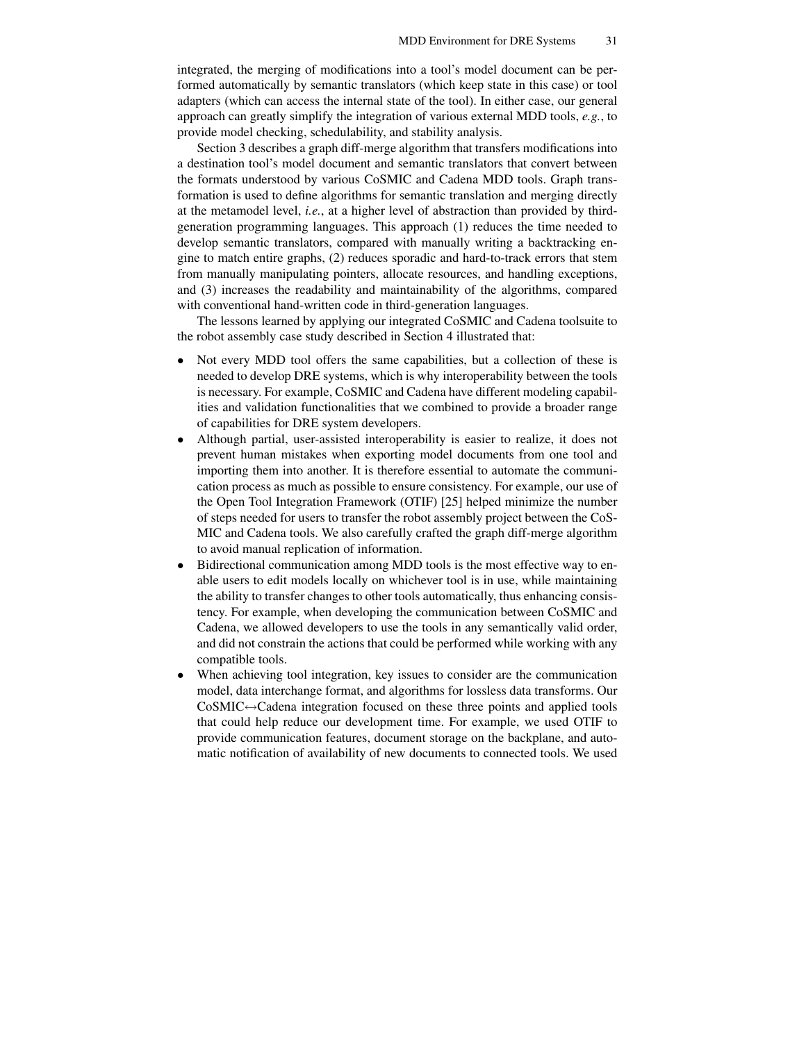integrated, the merging of modifications into a tool's model document can be performed automatically by semantic translators (which keep state in this case) or tool adapters (which can access the internal state of the tool). In either case, our general approach can greatly simplify the integration of various external MDD tools, *e.g.*, to provide model checking, schedulability, and stability analysis.

Section 3 describes a graph diff-merge algorithm that transfers modifications into a destination tool's model document and semantic translators that convert between the formats understood by various CoSMIC and Cadena MDD tools. Graph transformation is used to define algorithms for semantic translation and merging directly at the metamodel level, *i.e.*, at a higher level of abstraction than provided by third-generation programming languages. This approach (1) reduces the time needed to develop semantic translators, compared with manually writing a backtracking engine to match entire graphs, (2) reduces sporadic and hard-to-track errors that stem from manually manipulating pointers, allocate resources, and handling exceptions, and (3) increases the readability and maintainability of the algorithms, compared with conventional hand-written code in third-generation languages.

The lessons learned by applying our integrated CoSMIC and Cadena toolsuite to the robot assembly case study described in Section 4 illustrated that:

- Not every MDD tool offers the same capabilities, but a collection of these is needed to develop DRE systems, which is why interoperability between the tools is necessary. For example, CoSMIC and Cadena have different modeling capabilities and validation functionalities that we combined to provide a broader range of capabilities for DRE system developers.
- Although partial, user-assisted interoperability is easier to realize, it does not prevent human mistakes when exporting model documents from one tool and importing them into another. It is therefore essential to automate the communication process as much as possible to ensure consistency. For example, our use of the Open Tool Integration Framework (OTIF) [25] helped minimize the number of steps needed for users to transfer the robot assembly project between the CoSMIC and Cadena tools. We also carefully crafted the graph diff-merge algorithm to avoid manual replication of information.
- Bidirectional communication among MDD tools is the most effective way to enable users to edit models locally on whichever tool is in use, while maintaining the ability to transfer changes to other tools automatically, thus enhancing consistency. For example, when developing the communication between CoSMIC and Cadena, we allowed developers to use the tools in any semantically valid order, and did not constrain the actions that could be performed while working with any compatible tools.
- When achieving tool integration, key issues to consider are the communication model, data interchange format, and algorithms for lossless data transforms. Our CoSMIC↔Cadena integration focused on these three points and applied tools that could help reduce our development time. For example, we used OTIF to provide communication features, document storage on the backplane, and automatic notification of availability of new documents to connected tools. We used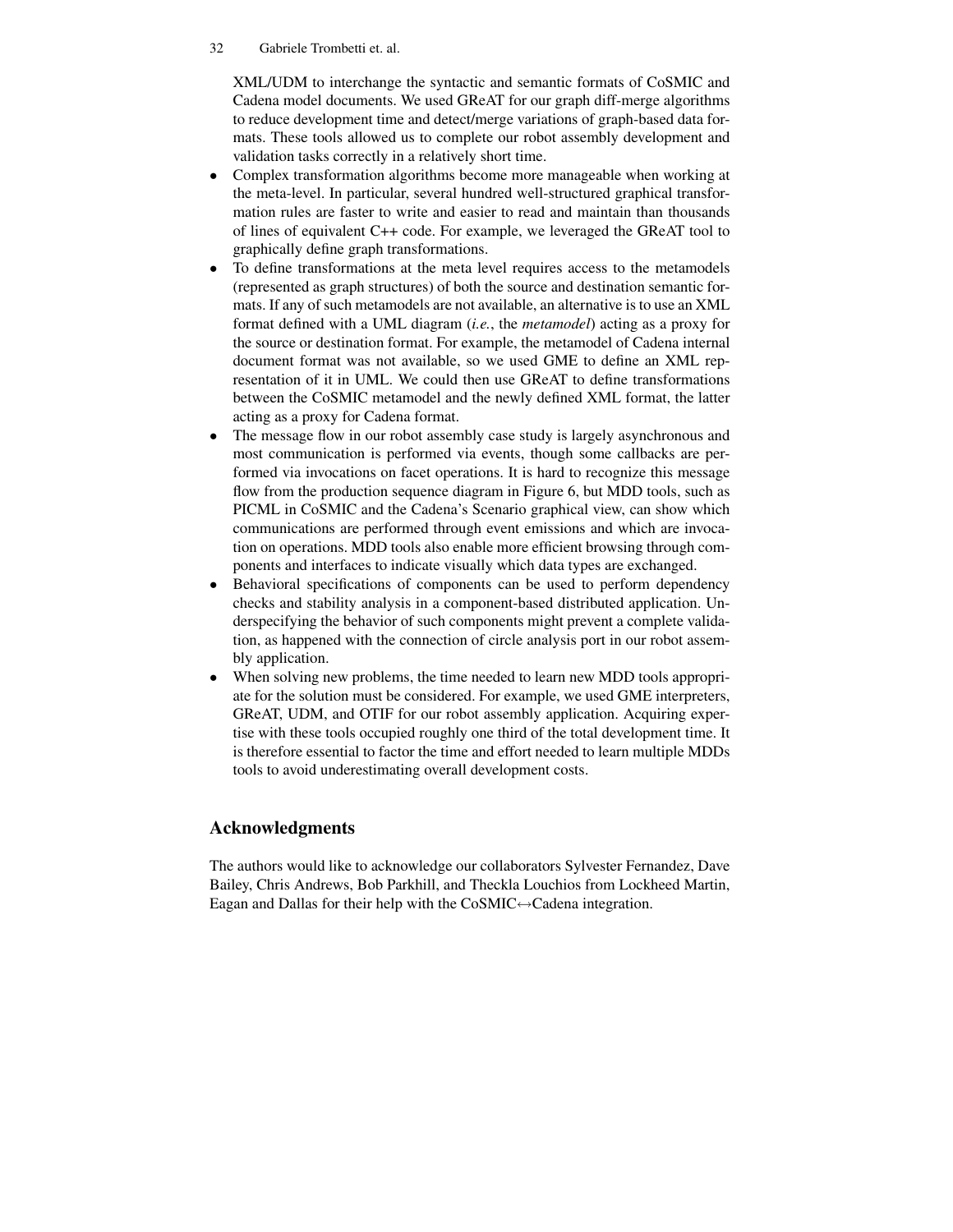XML/UDM to interchange the syntactic and semantic formats of CoSMIC and Cadena model documents. We used GReAT for our graph diff-merge algorithms to reduce development time and detect/merge variations of graph-based data formats. These tools allowed us to complete our robot assembly development and validation tasks correctly in a relatively short time.

- Complex transformation algorithms become more manageable when working at the meta-level. In particular, several hundred well-structured graphical transformation rules are faster to write and easier to read and maintain than thousands of lines of equivalent C++ code. For example, we leveraged the GReAT tool to graphically define graph transformations.
- To define transformations at the meta level requires access to the metamodels (represented as graph structures) of both the source and destination semantic formats. If any of such metamodels are not available, an alternative is to use an XML format defined with a UML diagram (*i.e.*, the *metamodel*) acting as a proxy for the source or destination format. For example, the metamodel of Cadena internal document format was not available, so we used GME to define an XML representation of it in UML. We could then use GReAT to define transformations between the CoSMIC metamodel and the newly defined XML format, the latter acting as a proxy for Cadena format.
- The message flow in our robot assembly case study is largely asynchronous and most communication is performed via events, though some callbacks are performed via invocations on facet operations. It is hard to recognize this message flow from the production sequence diagram in Figure 6, but MDD tools, such as PICML in CoSMIC and the Cadena's Scenario graphical view, can show which communications are performed through event emissions and which are invocation on operations. MDD tools also enable more efficient browsing through components and interfaces to indicate visually which data types are exchanged.
- Behavioral specifications of components can be used to perform dependency checks and stability analysis in a component-based distributed application. Underspecifying the behavior of such components might prevent a complete validation, as happened with the connection of circle analysis port in our robot assembly application.
- When solving new problems, the time needed to learn new MDD tools appropriate for the solution must be considered. For example, we used GME interpreters, GReAT, UDM, and OTIF for our robot assembly application. Acquiring expertise with these tools occupied roughly one third of the total development time. It is therefore essential to factor the time and effort needed to learn multiple MDDs tools to avoid underestimating overall development costs.

## Acknowledgments

The authors would like to acknowledge our collaborators Sylvester Fernandez, Dave Bailey, Chris Andrews, Bob Parkhill, and Theckla Louchios from Lockheed Martin, Eagan and Dallas for their help with the CoSMIC↔Cadena integration.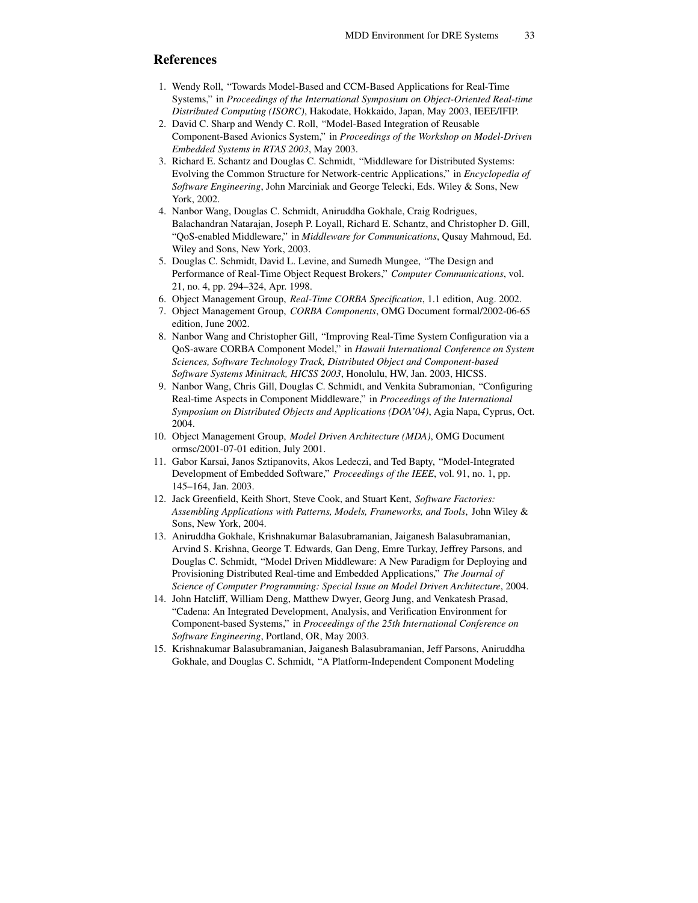## References

1. Wendy Roll, "Towards Model-Based and CCM-Based Applications for Real-Time Systems," in *Proceedings of the International Symposium on Object-Oriented Real-time Distributed Computing (ISORC)*, Hakodate, Hokkaido, Japan, May 2003, IEEE/IFIP.
2. David C. Sharp and Wendy C. Roll, "Model-Based Integration of Reusable Component-Based Avionics System," in *Proceedings of the Workshop on Model-Driven Embedded Systems in RTAS 2003*, May 2003.
3. Richard E. Schantz and Douglas C. Schmidt, "Middleware for Distributed Systems: Evolving the Common Structure for Network-centric Applications," in *Encyclopedia of Software Engineering*, John Marciniak and George Telecki, Eds. Wiley & Sons, New York, 2002.
4. Nanbor Wang, Douglas C. Schmidt, Aniruddha Gokhale, Craig Rodrigues, Balachandran Natarajan, Joseph P. Loyall, Richard E. Schantz, and Christopher D. Gill, "QoS-enabled Middleware," in *Middleware for Communications*, Qusay Mahmoud, Ed. Wiley and Sons, New York, 2003.
5. Douglas C. Schmidt, David L. Levine, and Sumedh Mungee, "The Design and Performance of Real-Time Object Request Brokers," *Computer Communications*, vol. 21, no. 4, pp. 294–324, Apr. 1998.
6. Object Management Group, *Real-Time CORBA Specification*, 1.1 edition, Aug. 2002.
7. Object Management Group, *CORBA Components*, OMG Document formal/2002-06-65 edition, June 2002.
8. Nanbor Wang and Christopher Gill, "Improving Real-Time System Configuration via a QoS-aware CORBA Component Model," in *Hawaii International Conference on System Sciences, Software Technology Track, Distributed Object and Component-based Software Systems Minitrack, HICSS 2003*, Honolulu, HW, Jan. 2003, HICSS.
9. Nanbor Wang, Chris Gill, Douglas C. Schmidt, and Venkita Subramonian, "Configuring Real-time Aspects in Component Middleware," in *Proceedings of the International Symposium on Distributed Objects and Applications (DOA'04)*, Agia Napa, Cyprus, Oct. 2004.
10. Object Management Group, *Model Driven Architecture (MDA)*, OMG Document ormsc/2001-07-01 edition, July 2001.
11. Gabor Karsai, Janos Sztipanovits, Akos Ledeczi, and Ted Bapty, "Model-Integrated Development of Embedded Software," *Proceedings of the IEEE*, vol. 91, no. 1, pp. 145–164, Jan. 2003.
12. Jack Greenfield, Keith Short, Steve Cook, and Stuart Kent, *Software Factories: Assembling Applications with Patterns, Models, Frameworks, and Tools*, John Wiley & Sons, New York, 2004.
13. Aniruddha Gokhale, Krishnakumar Balasubramanian, Jaiganesh Balasubramanian, Arvind S. Krishna, George T. Edwards, Gan Deng, Emre Turkay, Jeffrey Parsons, and Douglas C. Schmidt, "Model Driven Middleware: A New Paradigm for Deploying and Provisioning Distributed Real-time and Embedded Applications," *The Journal of Science of Computer Programming: Special Issue on Model Driven Architecture*, 2004.
14. John Hatcliff, William Deng, Matthew Dwyer, Georg Jung, and Venkatesh Prasad, "Cadena: An Integrated Development, Analysis, and Verification Environment for Component-based Systems," in *Proceedings of the 25th International Conference on Software Engineering*, Portland, OR, May 2003.
15. Krishnakumar Balasubramanian, Jaiganesh Balasubramanian, Jeff Parsons, Aniruddha Gokhale, and Douglas C. Schmidt, "A Platform-Independent Component Modeling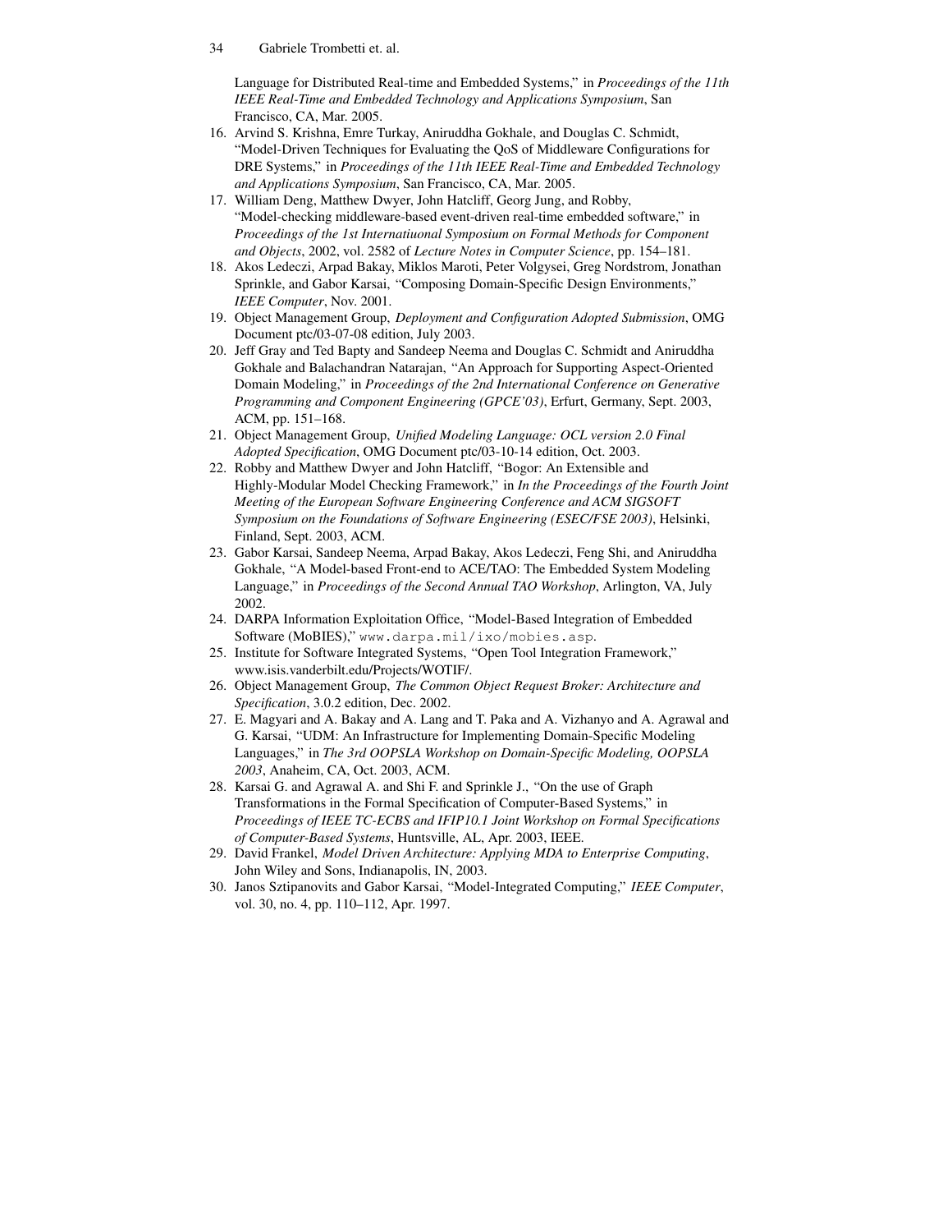Language for Distributed Real-time and Embedded Systems," in *Proceedings of the 11th IEEE Real-Time and Embedded Technology and Applications Symposium*, San Francisco, CA, Mar. 2005.

16. Arvind S. Krishna, Emre Turkay, Aniruddha Gokhale, and Douglas C. Schmidt, "Model-Driven Techniques for Evaluating the QoS of Middleware Configurations for DRE Systems," in *Proceedings of the 11th IEEE Real-Time and Embedded Technology and Applications Symposium*, San Francisco, CA, Mar. 2005.
17. William Deng, Matthew Dwyer, John Hatcliff, Georg Jung, and Robby, "Model-checking middleware-based event-driven real-time embedded software," in *Proceedings of the 1st Internatiuonal Symposium on Formal Methods for Component and Objects*, 2002, vol. 2582 of *Lecture Notes in Computer Science*, pp. 154–181.
18. Akos Ledeczi, Arpad Bakay, Miklos Maroti, Peter Volgysei, Greg Nordstrom, Jonathan Sprinkle, and Gabor Karsai, "Composing Domain-Specific Design Environments," *IEEE Computer*, Nov. 2001.
19. Object Management Group, *Deployment and Configuration Adopted Submission*, OMG Document ptc/03-07-08 edition, July 2003.
20. Jeff Gray and Ted Bapty and Sandeep Neema and Douglas C. Schmidt and Aniruddha Gokhale and Balachandran Natarajan, "An Approach for Supporting Aspect-Oriented Domain Modeling," in *Proceedings of the 2nd International Conference on Generative Programming and Component Engineering (GPCE'03)*, Erfurt, Germany, Sept. 2003, ACM, pp. 151–168.
21. Object Management Group, *Unified Modeling Language: OCL version 2.0 Final Adopted Specification*, OMG Document ptc/03-10-14 edition, Oct. 2003.
22. Robby and Matthew Dwyer and John Hatcliff, "Bogor: An Extensible and Highly-Modular Model Checking Framework," in *In the Proceedings of the Fourth Joint Meeting of the European Software Engineering Conference and ACM SIGSOFT Symposium on the Foundations of Software Engineering (ESEC/FSE 2003)*, Helsinki, Finland, Sept. 2003, ACM.
23. Gabor Karsai, Sandeep Neema, Arpad Bakay, Akos Ledeczi, Feng Shi, and Aniruddha Gokhale, "A Model-based Front-end to ACE/TAO: The Embedded System Modeling Language," in *Proceedings of the Second Annual TAO Workshop*, Arlington, VA, July 2002.
24. DARPA Information Exploitation Office, "Model-Based Integration of Embedded Software (MoBIES)," `www.darpa.mil/ixo/mobies.asp`.
25. Institute for Software Integrated Systems, "Open Tool Integration Framework," www.isis.vanderbilt.edu/Projects/WOTIF/.
26. Object Management Group, *The Common Object Request Broker: Architecture and Specification*, 3.0.2 edition, Dec. 2002.
27. E. Magyari and A. Bakay and A. Lang and T. Paka and A. Vizhanyo and A. Agrawal and G. Karsai, "UDM: An Infrastructure for Implementing Domain-Specific Modeling Languages," in *The 3rd OOPSLA Workshop on Domain-Specific Modeling, OOPSLA 2003*, Anaheim, CA, Oct. 2003, ACM.
28. Karsai G. and Agrawal A. and Shi F. and Sprinkle J., "On the use of Graph Transformations in the Formal Specification of Computer-Based Systems," in *Proceedings of IEEE TC-ECBS and IFIP10.1 Joint Workshop on Formal Specifications of Computer-Based Systems*, Huntsville, AL, Apr. 2003, IEEE.
29. David Frankel, *Model Driven Architecture: Applying MDA to Enterprise Computing*, John Wiley and Sons, Indianapolis, IN, 2003.
30. Janos Sztipanovits and Gabor Karsai, "Model-Integrated Computing," *IEEE Computer*, vol. 30, no. 4, pp. 110–112, Apr. 1997.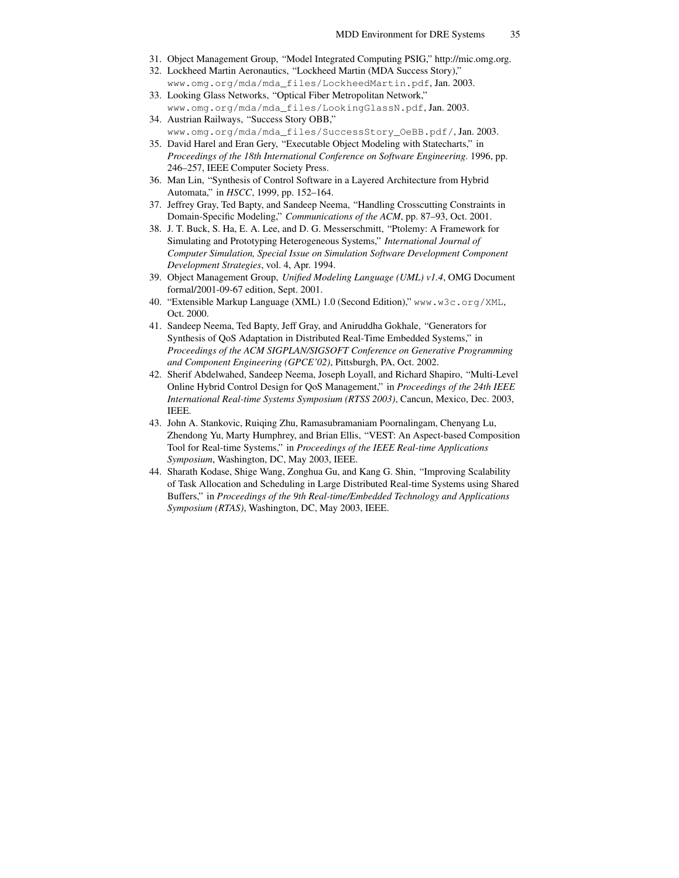31. Object Management Group, "Model Integrated Computing PSIG," http://mic.omg.org.
32. Lockheed Martin Aeronautics, "Lockheed Martin (MDA Success Story)," `www.omg.org/mda/mda_files/LockheedMartin.pdf`, Jan. 2003.
33. Looking Glass Networks, "Optical Fiber Metropolitan Network," `www.omg.org/mda/mda_files/LookingGlassN.pdf`, Jan. 2003.
34. Austrian Railways, "Success Story OBB," `www.omg.org/mda/mda_files/SuccessStory_OeBB.pdf/`, Jan. 2003.
35. David Harel and Eran Gery, "Executable Object Modeling with Statecharts," in *Proceedings of the 18th International Conference on Software Engineering*. 1996, pp. 246–257, IEEE Computer Society Press.
36. Man Lin, "Synthesis of Control Software in a Layered Architecture from Hybrid Automata," in *HSCC*, 1999, pp. 152–164.
37. Jeffrey Gray, Ted Bapty, and Sandeep Neema, "Handling Crosscutting Constraints in Domain-Specific Modeling," *Communications of the ACM*, pp. 87–93, Oct. 2001.
38. J. T. Buck, S. Ha, E. A. Lee, and D. G. Messerschmitt, "Ptolemy: A Framework for Simulating and Prototyping Heterogeneous Systems," *International Journal of Computer Simulation, Special Issue on Simulation Software Development Component Development Strategies*, vol. 4, Apr. 1994.
39. Object Management Group, *Unified Modeling Language (UML) v1.4*, OMG Document formal/2001-09-67 edition, Sept. 2001.
40. "Extensible Markup Language (XML) 1.0 (Second Edition)," `www.w3c.org/XML`, Oct. 2000.
41. Sandeep Neema, Ted Bapty, Jeff Gray, and Aniruddha Gokhale, "Generators for Synthesis of QoS Adaptation in Distributed Real-Time Embedded Systems," in *Proceedings of the ACM SIGPLAN/SIGSOFT Conference on Generative Programming and Component Engineering (GPCE'02)*, Pittsburgh, PA, Oct. 2002.
42. Sherif Abdelwahed, Sandeep Neema, Joseph Loyall, and Richard Shapiro, "Multi-Level Online Hybrid Control Design for QoS Management," in *Proceedings of the 24th IEEE International Real-time Systems Symposium (RTSS 2003)*, Cancun, Mexico, Dec. 2003, IEEE.
43. John A. Stankovic, Ruiqing Zhu, Ramasubramaniam Poornalingam, Chenyang Lu, Zhendong Yu, Marty Humphrey, and Brian Ellis, "VEST: An Aspect-based Composition Tool for Real-time Systems," in *Proceedings of the IEEE Real-time Applications Symposium*, Washington, DC, May 2003, IEEE.
44. Sharath Kodase, Shige Wang, Zonghua Gu, and Kang G. Shin, "Improving Scalability of Task Allocation and Scheduling in Large Distributed Real-time Systems using Shared Buffers," in *Proceedings of the 9th Real-time/Embedded Technology and Applications Symposium (RTAS)*, Washington, DC, May 2003, IEEE.